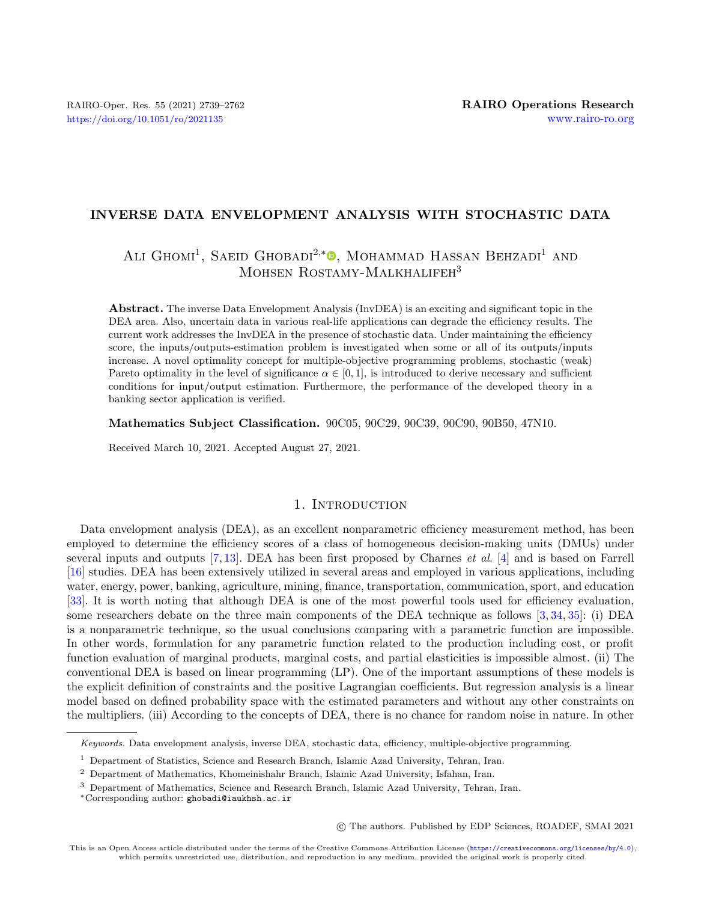# INVERSE DATA ENVELOPMENT ANALYSIS WITH STOCHASTIC DATA

Ali Ghomi[1], Saeid Ghobadi[2,*], Mohammad Hassan Behzadi[1] and Mohsen Rostamy-Malkhalifeh[3]

**Abstract.** The inverse Data Envelopment Analysis (InvDEA) is an exciting and significant topic in the DEA area. Also, uncertain data in various real-life applications can degrade the efficiency results. The current work addresses the InvDEA in the presence of stochastic data. Under maintaining the efficiency score, the inputs/outputs-estimation problem is investigated when some or all of its outputs/inputs increase. A novel optimality concept for multiple-objective programming problems, stochastic (weak) Pareto optimality in the level of significance $\alpha \in [0, 1]$, is introduced to derive necessary and sufficient conditions for input/output estimation. Furthermore, the performance of the developed theory in a banking sector application is verified.

**Mathematics Subject Classification.** 90C05, 90C29, 90C39, 90C90, 90B50, 47N10.

Received March 10, 2021. Accepted August 27, 2021.

## 1. Introduction

Data envelopment analysis (DEA), as an excellent nonparametric efficiency measurement method, has been employed to determine the efficiency scores of a class of homogeneous decision-making units (DMUs) under several inputs and outputs [7, 13]. DEA has been first proposed by Charnes *et al*. [4] and is based on Farrell [16] studies. DEA has been extensively utilized in several areas and employed in various applications, including water, energy, power, banking, agriculture, mining, finance, transportation, communication, sport, and education [33]. It is worth noting that although DEA is one of the most powerful tools used for efficiency evaluation, some researchers debate on the three main components of the DEA technique as follows [3, 34, 35]: (i) DEA is a nonparametric technique, so the usual conclusions comparing with a parametric function are impossible. In other words, formulation for any parametric function related to the production including cost, or profit function evaluation of marginal products, marginal costs, and partial elasticities is impossible almost. (ii) The conventional DEA is based on linear programming (LP). One of the important assumptions of these models is the explicit definition of constraints and the positive Lagrangian coefficients. But regression analysis is a linear model based on defined probability space with the estimated parameters and without any other constraints on the multipliers. (iii) According to the concepts of DEA, there is no chance for random noise in nature. In other

---

*Keywords.* Data envelopment analysis, inverse DEA, stochastic data, efficiency, multiple-objective programming.

[1] Department of Statistics, Science and Research Branch, Islamic Azad University, Tehran, Iran.

[2] Department of Mathematics, Khomeinishahr Branch, Islamic Azad University, Isfahan, Iran.

[3] Department of Mathematics, Science and Research Branch, Islamic Azad University, Tehran, Iran.

*Corresponding author: ghobadi@iaukhsh.ac.ir

© The authors. Published by EDP Sciences, ROADEF, SMAI 2021

This is an Open Access article distributed under the terms of the Creative Commons Attribution License (https://creativecommons.org/licenses/by/4.0), which permits unrestricted use, distribution, and reproduction in any medium, provided the original work is properly cited.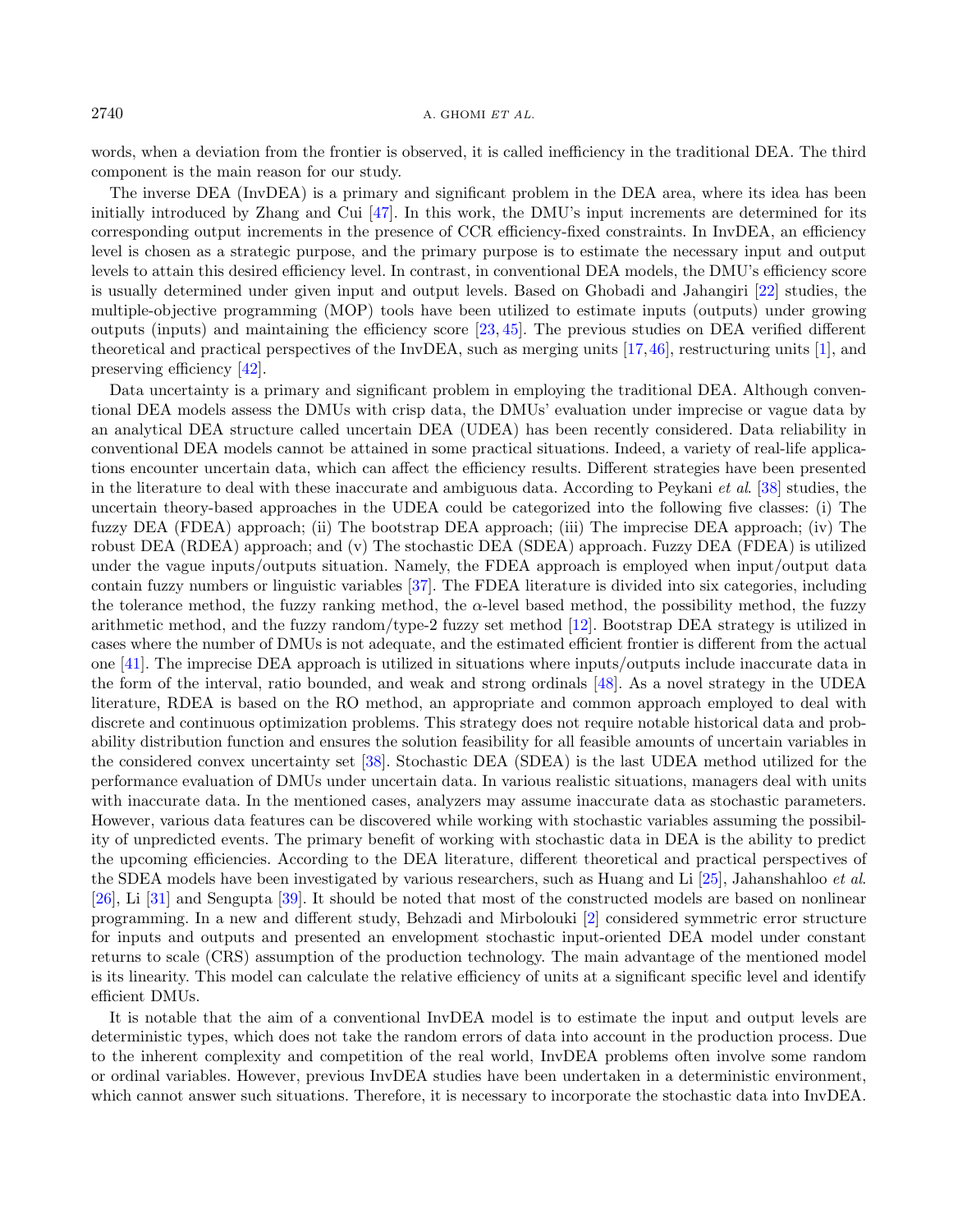words, when a deviation from the frontier is observed, it is called inefficiency in the traditional DEA. The third component is the main reason for our study.

The inverse DEA (InvDEA) is a primary and significant problem in the DEA area, where its idea has been initially introduced by Zhang and Cui [47]. In this work, the DMU's input increments are determined for its corresponding output increments in the presence of CCR efficiency-fixed constraints. In InvDEA, an efficiency level is chosen as a strategic purpose, and the primary purpose is to estimate the necessary input and output levels to attain this desired efficiency level. In contrast, in conventional DEA models, the DMU's efficiency score is usually determined under given input and output levels. Based on Ghobadi and Jahangiri [22] studies, the multiple-objective programming (MOP) tools have been utilized to estimate inputs (outputs) under growing outputs (inputs) and maintaining the efficiency score [23, 45]. The previous studies on DEA verified different theoretical and practical perspectives of the InvDEA, such as merging units [17, 46], restructuring units [1], and preserving efficiency [42].

Data uncertainty is a primary and significant problem in employing the traditional DEA. Although conventional DEA models assess the DMUs with crisp data, the DMUs' evaluation under imprecise or vague data by an analytical DEA structure called uncertain DEA (UDEA) has been recently considered. Data reliability in conventional DEA models cannot be attained in some practical situations. Indeed, a variety of real-life applications encounter uncertain data, which can affect the efficiency results. Different strategies have been presented in the literature to deal with these inaccurate and ambiguous data. According to Peykani *et al.* [38] studies, the uncertain theory-based approaches in the UDEA could be categorized into the following five classes: (i) The fuzzy DEA (FDEA) approach; (ii) The bootstrap DEA approach; (iii) The imprecise DEA approach; (iv) The robust DEA (RDEA) approach; and (v) The stochastic DEA (SDEA) approach. Fuzzy DEA (FDEA) is utilized under the vague inputs/outputs situation. Namely, the FDEA approach is employed when input/output data contain fuzzy numbers or linguistic variables [37]. The FDEA literature is divided into six categories, including the tolerance method, the fuzzy ranking method, the $\alpha$-level based method, the possibility method, the fuzzy arithmetic method, and the fuzzy random/type-2 fuzzy set method [12]. Bootstrap DEA strategy is utilized in cases where the number of DMUs is not adequate, and the estimated efficient frontier is different from the actual one [41]. The imprecise DEA approach is utilized in situations where inputs/outputs include inaccurate data in the form of the interval, ratio bounded, and weak and strong ordinals [48]. As a novel strategy in the UDEA literature, RDEA is based on the RO method, an appropriate and common approach employed to deal with discrete and continuous optimization problems. This strategy does not require notable historical data and probability distribution function and ensures the solution feasibility for all feasible amounts of uncertain variables in the considered convex uncertainty set [38]. Stochastic DEA (SDEA) is the last UDEA method utilized for the performance evaluation of DMUs under uncertain data. In various realistic situations, managers deal with units with inaccurate data. In the mentioned cases, analyzers may assume inaccurate data as stochastic parameters. However, various data features can be discovered while working with stochastic variables assuming the possibility of unpredicted events. The primary benefit of working with stochastic data in DEA is the ability to predict the upcoming efficiencies. According to the DEA literature, different theoretical and practical perspectives of the SDEA models have been investigated by various researchers, such as Huang and Li [25], Jahanshahloo *et al.* [26], Li [31] and Sengupta [39]. It should be noted that most of the constructed models are based on nonlinear programming. In a new and different study, Behzadi and Mirbolouki [2] considered symmetric error structure for inputs and outputs and presented an envelopment stochastic input-oriented DEA model under constant returns to scale (CRS) assumption of the production technology. The main advantage of the mentioned model is its linearity. This model can calculate the relative efficiency of units at a significant specific level and identify efficient DMUs.

It is notable that the aim of a conventional InvDEA model is to estimate the input and output levels are deterministic types, which does not take the random errors of data into account in the production process. Due to the inherent complexity and competition of the real world, InvDEA problems often involve some random or ordinal variables. However, previous InvDEA studies have been undertaken in a deterministic environment, which cannot answer such situations. Therefore, it is necessary to incorporate the stochastic data into InvDEA.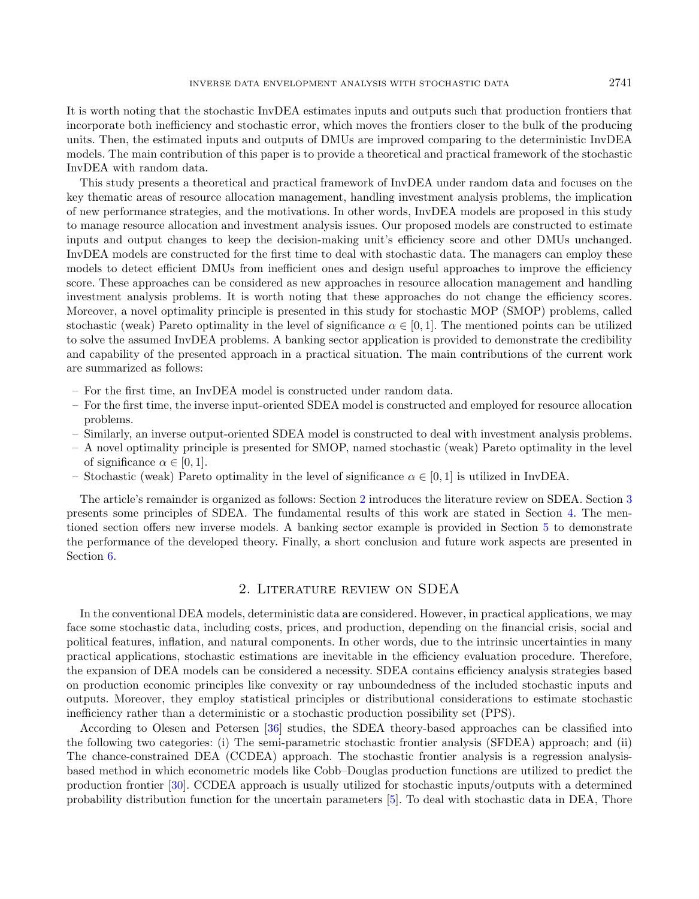It is worth noting that the stochastic InvDEA estimates inputs and outputs such that production frontiers that incorporate both inefficiency and stochastic error, which moves the frontiers closer to the bulk of the producing units. Then, the estimated inputs and outputs of DMUs are improved comparing to the deterministic InvDEA models. The main contribution of this paper is to provide a theoretical and practical framework of the stochastic InvDEA with random data.

This study presents a theoretical and practical framework of InvDEA under random data and focuses on the key thematic areas of resource allocation management, handling investment analysis problems, the implication of new performance strategies, and the motivations. In other words, InvDEA models are proposed in this study to manage resource allocation and investment analysis issues. Our proposed models are constructed to estimate inputs and output changes to keep the decision-making unit's efficiency score and other DMUs unchanged. InvDEA models are constructed for the first time to deal with stochastic data. The managers can employ these models to detect efficient DMUs from inefficient ones and design useful approaches to improve the efficiency score. These approaches can be considered as new approaches in resource allocation management and handling investment analysis problems. It is worth noting that these approaches do not change the efficiency scores. Moreover, a novel optimality principle is presented in this study for stochastic MOP (SMOP) problems, called stochastic (weak) Pareto optimality in the level of significance $\alpha \in [0, 1]$. The mentioned points can be utilized to solve the assumed InvDEA problems. A banking sector application is provided to demonstrate the credibility and capability of the presented approach in a practical situation. The main contributions of the current work are summarized as follows:

- For the first time, an InvDEA model is constructed under random data.
- For the first time, the inverse input-oriented SDEA model is constructed and employed for resource allocation problems.
- Similarly, an inverse output-oriented SDEA model is constructed to deal with investment analysis problems.
- A novel optimality principle is presented for SMOP, named stochastic (weak) Pareto optimality in the level of significance $\alpha \in [0, 1]$.
- Stochastic (weak) Pareto optimality in the level of significance $\alpha \in [0, 1]$ is utilized in InvDEA.

The article's remainder is organized as follows: Section 2 introduces the literature review on SDEA. Section 3 presents some principles of SDEA. The fundamental results of this work are stated in Section 4. The mentioned section offers new inverse models. A banking sector example is provided in Section 5 to demonstrate the performance of the developed theory. Finally, a short conclusion and future work aspects are presented in Section 6.

## 2. Literature review on SDEA

In the conventional DEA models, deterministic data are considered. However, in practical applications, we may face some stochastic data, including costs, prices, and production, depending on the financial crisis, social and political features, inflation, and natural components. In other words, due to the intrinsic uncertainties in many practical applications, stochastic estimations are inevitable in the efficiency evaluation procedure. Therefore, the expansion of DEA models can be considered a necessity. SDEA contains efficiency analysis strategies based on production economic principles like convexity or ray unboundedness of the included stochastic inputs and outputs. Moreover, they employ statistical principles or distributional considerations to estimate stochastic inefficiency rather than a deterministic or a stochastic production possibility set (PPS).

According to Olesen and Petersen [36] studies, the SDEA theory-based approaches can be classified into the following two categories: (i) The semi-parametric stochastic frontier analysis (SFDEA) approach; and (ii) The chance-constrained DEA (CCDEA) approach. The stochastic frontier analysis is a regression analysis-based method in which econometric models like Cobb–Douglas production functions are utilized to predict the production frontier [30]. CCDEA approach is usually utilized for stochastic inputs/outputs with a determined probability distribution function for the uncertain parameters [5]. To deal with stochastic data in DEA, Thore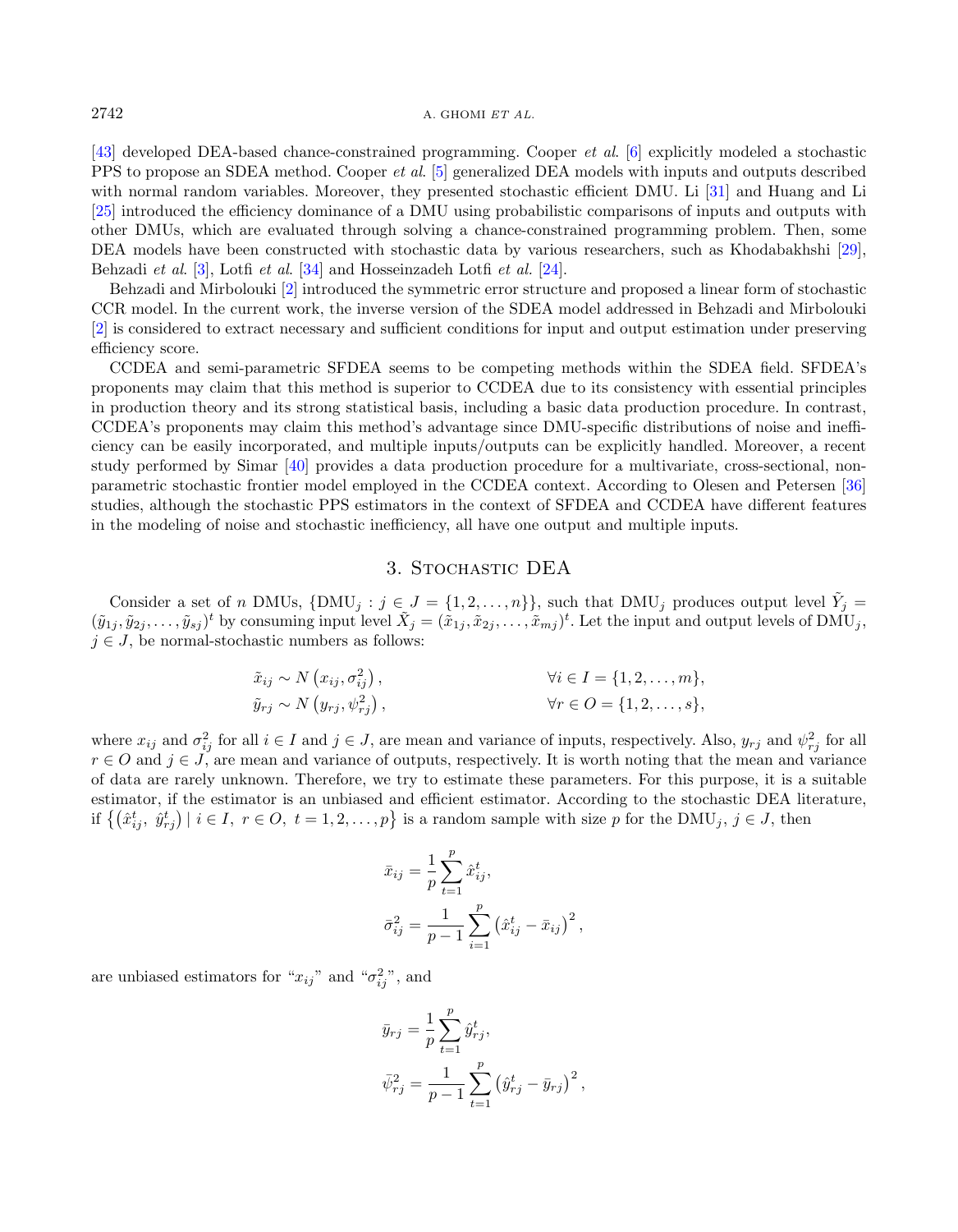[43] developed DEA-based chance-constrained programming. Cooper *et al.* [6] explicitly modeled a stochastic PPS to propose an SDEA method. Cooper *et al.* [5] generalized DEA models with inputs and outputs described with normal random variables. Moreover, they presented stochastic efficient DMU. Li [31] and Huang and Li [25] introduced the efficiency dominance of a DMU using probabilistic comparisons of inputs and outputs with other DMUs, which are evaluated through solving a chance-constrained programming problem. Then, some DEA models have been constructed with stochastic data by various researchers, such as Khodabakhshi [29], Behzadi *et al.* [3], Lotfi *et al.* [34] and Hosseinzadeh Lotfi *et al.* [24].

Behzadi and Mirbolouki [2] introduced the symmetric error structure and proposed a linear form of stochastic CCR model. In the current work, the inverse version of the SDEA model addressed in Behzadi and Mirbolouki [2] is considered to extract necessary and sufficient conditions for input and output estimation under preserving efficiency score.

CCDEA and semi-parametric SFDEA seems to be competing methods within the SDEA field. SFDEA's proponents may claim that this method is superior to CCDEA due to its consistency with essential principles in production theory and its strong statistical basis, including a basic data production procedure. In contrast, CCDEA's proponents may claim this method's advantage since DMU-specific distributions of noise and inefficiency can be easily incorporated, and multiple inputs/outputs can be explicitly handled. Moreover, a recent study performed by Simar [40] provides a data production procedure for a multivariate, cross-sectional, non-parametric stochastic frontier model employed in the CCDEA context. According to Olesen and Petersen [36] studies, although the stochastic PPS estimators in the context of SFDEA and CCDEA have different features in the modeling of noise and stochastic inefficiency, all have one output and multiple inputs.

## 3. Stochastic DEA

Consider a set of $n$ DMUs, $\{\text{DMU}_j : j \in J = \{1, 2, \ldots, n\}\}$, such that $\text{DMU}_j$ produces output level $\tilde{Y}_j = (\tilde{y}_{1j}, \tilde{y}_{2j}, \ldots, \tilde{y}_{sj})^t$ by consuming input level $\tilde{X}_j = (\tilde{x}_{1j}, \tilde{x}_{2j}, \ldots, \tilde{x}_{mj})^t$. Let the input and output levels of $\text{DMU}_j$, $j \in J$, be normal-stochastic numbers as follows:

$$
\begin{aligned}
\tilde{x}_{ij} &\sim N\left(x_{ij}, \sigma_{ij}^2\right), && \forall i \in I = \{1, 2, \ldots, m\}, \\
\tilde{y}_{rj} &\sim N\left(y_{rj}, \psi_{rj}^2\right), && \forall r \in O = \{1, 2, \ldots, s\},
\end{aligned}
$$

where $x_{ij}$ and $\sigma_{ij}^2$ for all $i \in I$ and $j \in J$, are mean and variance of inputs, respectively. Also, $y_{rj}$ and $\psi_{rj}^2$ for all $r \in O$ and $j \in J$, are mean and variance of outputs, respectively. It is worth noting that the mean and variance of data are rarely unknown. Therefore, we try to estimate these parameters. For this purpose, it is a suitable estimator, if the estimator is an unbiased and efficient estimator. According to the stochastic DEA literature, if $\left\{\left(\hat{x}_{ij}^t,\ \hat{y}_{rj}^t\right) \mid i \in I,\ r \in O,\ t = 1, 2, \ldots, p\right\}$ is a random sample with size $p$ for the $\text{DMU}_j$, $j \in J$, then

$$
\begin{aligned}
\bar{x}_{ij} &= \frac{1}{p} \sum_{t=1}^{p} \hat{x}_{ij}^t, \\
\bar{\sigma}_{ij}^2 &= \frac{1}{p-1} \sum_{i=1}^{p} \left(\hat{x}_{ij}^t - \bar{x}_{ij}\right)^2,
\end{aligned}
$$

are unbiased estimators for "$x_{ij}$" and "$\sigma_{ij}^2$", and

$$
\begin{aligned}
\bar{y}_{rj} &= \frac{1}{p} \sum_{t=1}^{p} \hat{y}_{rj}^t, \\
\bar{\psi}_{rj}^2 &= \frac{1}{p-1} \sum_{t=1}^{p} \left(\hat{y}_{rj}^t - \bar{y}_{rj}\right)^2,
\end{aligned}
$$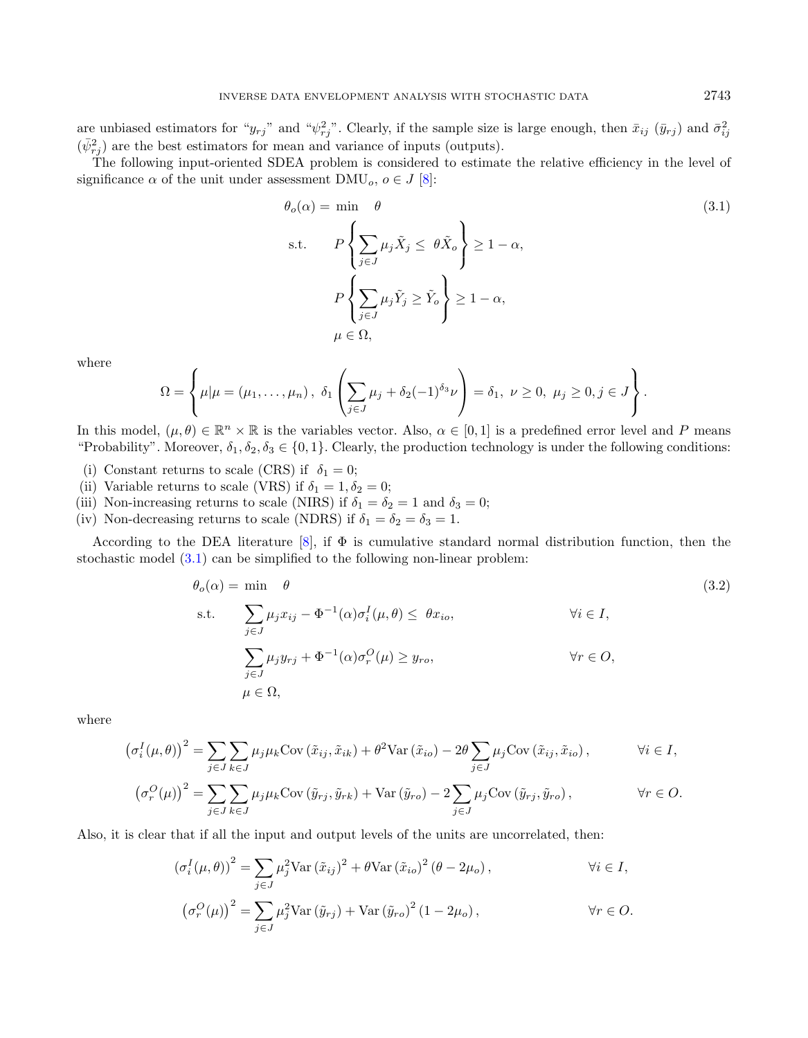are unbiased estimators for "$y_{rj}$" and "$\psi_{rj}^2$". Clearly, if the sample size is large enough, then $\bar{x}_{ij}$ ($\bar{y}_{rj}$) and $\bar{\sigma}_{ij}^2$ ($\bar{\psi}_{rj}^2$) are the best estimators for mean and variance of inputs (outputs).

The following input-oriented SDEA problem is considered to estimate the relative efficiency in the level of significance $\alpha$ of the unit under assessment $\text{DMU}_o$, $o \in J$ [8]:

$$
\begin{aligned}
\theta_o(\alpha) = \min \quad & \theta && (3.1)\\
\text{s.t.} \quad & P\left\{ \sum_{j\in J} \mu_j \tilde{X}_j \leq \theta \tilde{X}_o \right\} \geq 1-\alpha, \\
& P\left\{ \sum_{j\in J} \mu_j \tilde{Y}_j \geq \tilde{Y}_o \right\} \geq 1-\alpha, \\
& \mu \in \Omega,
\end{aligned}
$$

where

$$
\Omega = \left\{ \mu | \mu = (\mu_1, \ldots, \mu_n),\ \delta_1 \left( \sum_{j\in J} \mu_j + \delta_2 (-1)^{\delta_3} \nu \right) = \delta_1,\ \nu \geq 0,\ \mu_j \geq 0, j \in J \right\}.
$$

In this model, $(\mu, \theta) \in \mathbb{R}^n \times \mathbb{R}$ is the variables vector. Also, $\alpha \in [0,1]$ is a predefined error level and $P$ means "Probability". Moreover, $\delta_1, \delta_2, \delta_3 \in \{0,1\}$. Clearly, the production technology is under the following conditions:

- (i) Constant returns to scale (CRS) if $\delta_1 = 0$;
- (ii) Variable returns to scale (VRS) if $\delta_1 = 1, \delta_2 = 0$;
- (iii) Non-increasing returns to scale (NIRS) if $\delta_1 = \delta_2 = 1$ and $\delta_3 = 0$;
- (iv) Non-decreasing returns to scale (NDRS) if $\delta_1 = \delta_2 = \delta_3 = 1$.

According to the DEA literature [8], if $\Phi$ is cumulative standard normal distribution function, then the stochastic model (3.1) can be simplified to the following non-linear problem:

$$
\begin{aligned}
\theta_o(\alpha) = \min \quad & \theta && (3.2)\\
\text{s.t.} \quad & \sum_{j\in J} \mu_j x_{ij} - \Phi^{-1}(\alpha) \sigma_i^I(\mu, \theta) \leq \theta x_{io}, && \forall i \in I, \\
& \sum_{j\in J} \mu_j y_{rj} + \Phi^{-1}(\alpha) \sigma_r^O(\mu) \geq y_{ro}, && \forall r \in O, \\
& \mu \in \Omega,
\end{aligned}
$$

where

$$
\begin{aligned}
\left(\sigma_i^I(\mu,\theta)\right)^2 &= \sum_{j\in J}\sum_{k\in J} \mu_j \mu_k \operatorname{Cov}(\tilde{x}_{ij}, \tilde{x}_{ik}) + \theta^2 \operatorname{Var}(\tilde{x}_{io}) - 2\theta \sum_{j\in J} \mu_j \operatorname{Cov}(\tilde{x}_{ij}, \tilde{x}_{io}), && \forall i \in I, \\
\left(\sigma_r^O(\mu)\right)^2 &= \sum_{j\in J}\sum_{k\in J} \mu_j \mu_k \operatorname{Cov}(\tilde{y}_{rj}, \tilde{y}_{rk}) + \operatorname{Var}(\tilde{y}_{ro}) - 2 \sum_{j\in J} \mu_j \operatorname{Cov}(\tilde{y}_{rj}, \tilde{y}_{ro}), && \forall r \in O.
\end{aligned}
$$

Also, it is clear that if all the input and output levels of the units are uncorrelated, then:

$$
\begin{aligned}
\left(\sigma_i^I(\mu,\theta)\right)^2 &= \sum_{j\in J} \mu_j^2 \operatorname{Var}(\tilde{x}_{ij})^2 + \theta \operatorname{Var}(\tilde{x}_{io})^2 (\theta - 2\mu_o), && \forall i \in I, \\
\left(\sigma_r^O(\mu)\right)^2 &= \sum_{j\in J} \mu_j^2 \operatorname{Var}(\tilde{y}_{rj}) + \operatorname{Var}(\tilde{y}_{ro})^2 (1 - 2\mu_o), && \forall r \in O.
\end{aligned}
$$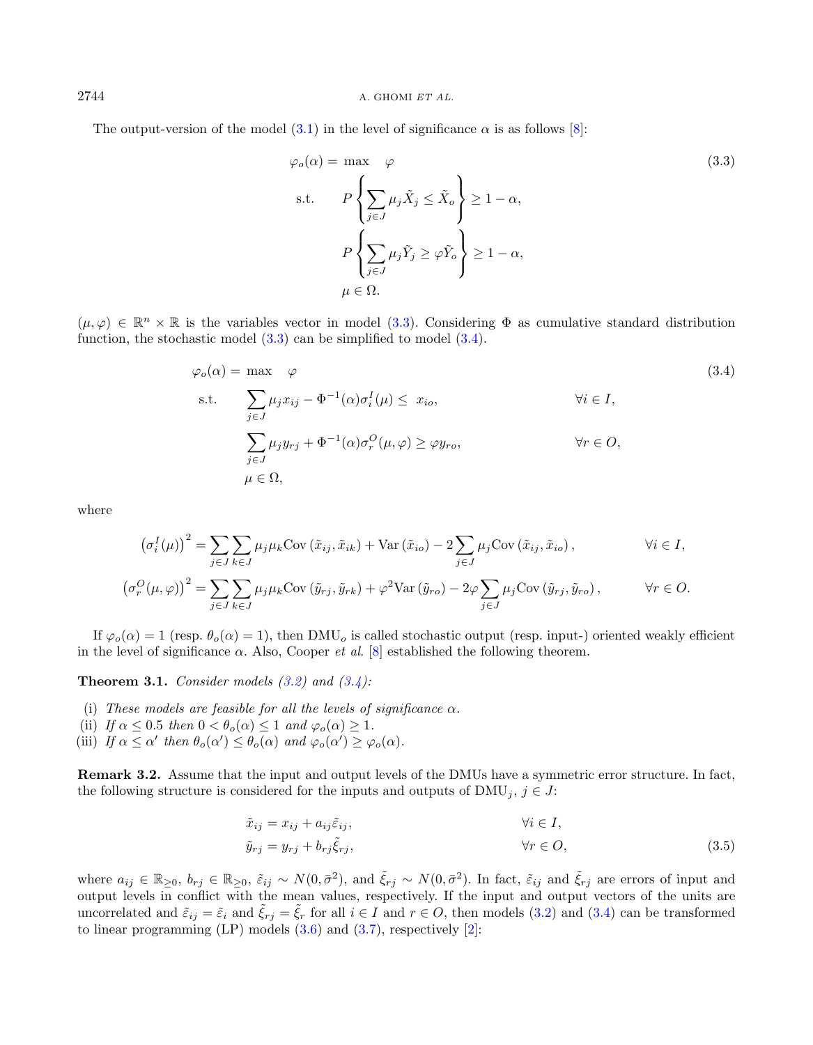The output-version of the model (3.1) in the level of significance $\alpha$ is as follows [8]:

$$
\begin{aligned}
\varphi_o(\alpha) = \ & \max \quad \varphi \\
& \text{s.t.} \quad P\left\{\sum_{j\in J}\mu_j\tilde{X}_j \leq \tilde{X}_o\right\} \geq 1-\alpha, \\
& \qquad\quad P\left\{\sum_{j\in J}\mu_j\tilde{Y}_j \geq \varphi\tilde{Y}_o\right\} \geq 1-\alpha, \\
& \qquad\quad \mu \in \Omega.
\end{aligned} \tag{3.3}
$$

$(\mu, \varphi) \in \mathbb{R}^n \times \mathbb{R}$ is the variables vector in model (3.3). Considering $\Phi$ as cumulative standard distribution function, the stochastic model (3.3) can be simplified to model (3.4).

$$
\begin{aligned}
\varphi_o(\alpha) = \ & \max \quad \varphi \\
& \text{s.t.} \quad \sum_{j\in J}\mu_j x_{ij} - \Phi^{-1}(\alpha)\sigma_i^I(\mu) \leq x_{io}, && \forall i \in I, \\
& \qquad\quad \sum_{j\in J}\mu_j y_{rj} + \Phi^{-1}(\alpha)\sigma_r^O(\mu,\varphi) \geq \varphi y_{ro}, && \forall r \in O, \\
& \qquad\quad \mu \in \Omega,
\end{aligned} \tag{3.4}
$$

where

$$
\left(\sigma_i^I(\mu)\right)^2 = \sum_{j\in J}\sum_{k\in J}\mu_j\mu_k \operatorname{Cov}\left(\tilde{x}_{ij}, \tilde{x}_{ik}\right) + \operatorname{Var}\left(\tilde{x}_{io}\right) - 2\sum_{j\in J}\mu_j \operatorname{Cov}\left(\tilde{x}_{ij}, \tilde{x}_{io}\right), \qquad \forall i \in I,
$$

$$
\left(\sigma_r^O(\mu,\varphi)\right)^2 = \sum_{j\in J}\sum_{k\in J}\mu_j\mu_k \operatorname{Cov}\left(\tilde{y}_{rj}, \tilde{y}_{rk}\right) + \varphi^2\operatorname{Var}\left(\tilde{y}_{ro}\right) - 2\varphi\sum_{j\in J}\mu_j \operatorname{Cov}\left(\tilde{y}_{rj}, \tilde{y}_{ro}\right), \qquad \forall r \in O.
$$

If $\varphi_o(\alpha) = 1$ (resp. $\theta_o(\alpha) = 1$), then $\text{DMU}_o$ is called stochastic output (resp. input-) oriented weakly efficient in the level of significance $\alpha$. Also, Cooper *et al.* [8] established the following theorem.

**Theorem 3.1.** *Consider models (3.2) and (3.4):*

(i) *These models are feasible for all the levels of significance $\alpha$.*
(ii) *If $\alpha \leq 0.5$ then $0 < \theta_o(\alpha) \leq 1$ and $\varphi_o(\alpha) \geq 1$.*
(iii) *If $\alpha \leq \alpha'$ then $\theta_o(\alpha') \leq \theta_o(\alpha)$ and $\varphi_o(\alpha') \geq \varphi_o(\alpha)$.*

**Remark 3.2.** Assume that the input and output levels of the DMUs have a symmetric error structure. In fact, the following structure is considered for the inputs and outputs of $\text{DMU}_j$, $j \in J$:

$$
\begin{aligned}
\tilde{x}_{ij} &= x_{ij} + a_{ij}\tilde{\varepsilon}_{ij}, && \forall i \in I, \\
\tilde{y}_{rj} &= y_{rj} + b_{rj}\tilde{\xi}_{rj}, && \forall r \in O,
\end{aligned} \tag{3.5}
$$

where $a_{ij} \in \mathbb{R}_{\geq 0}$, $b_{rj} \in \mathbb{R}_{\geq 0}$, $\tilde{\varepsilon}_{ij} \sim N(0, \bar{\sigma}^2)$, and $\tilde{\xi}_{rj} \sim N(0, \bar{\sigma}^2)$. In fact, $\tilde{\varepsilon}_{ij}$ and $\tilde{\xi}_{rj}$ are errors of input and output levels in conflict with the mean values, respectively. If the input and output vectors of the units are uncorrelated and $\tilde{\varepsilon}_{ij} = \tilde{\varepsilon}_i$ and $\tilde{\xi}_{rj} = \tilde{\xi}_r$ for all $i \in I$ and $r \in O$, then models (3.2) and (3.4) can be transformed to linear programming (LP) models (3.6) and (3.7), respectively [2]: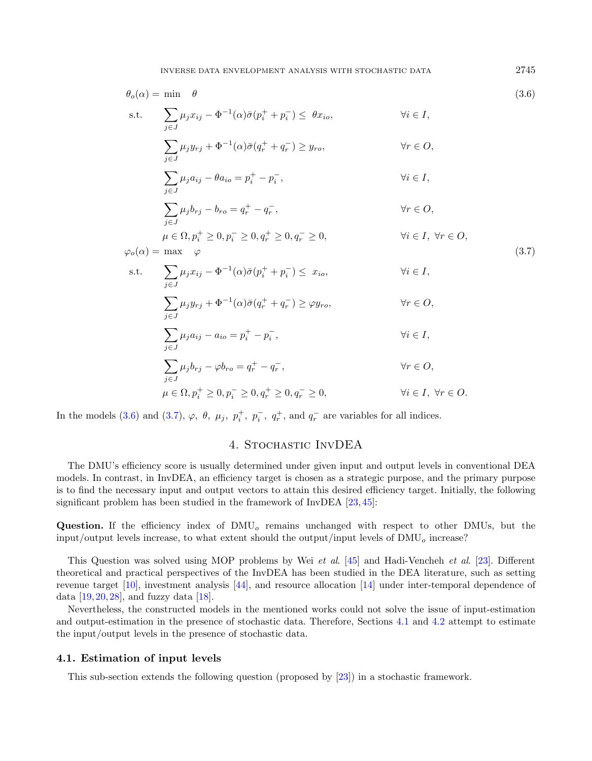$$
\begin{aligned}
\theta_o(\alpha) = \ \min \quad & \theta && (3.6)\\
\text{s.t.} \quad & \sum_{j\in J}\mu_j x_{ij} - \Phi^{-1}(\alpha)\bar{\sigma}(p_i^+ + p_i^-) \le \ \theta x_{io}, && \forall i\in I,\\
& \sum_{j\in J}\mu_j y_{rj} + \Phi^{-1}(\alpha)\bar{\sigma}(q_r^+ + q_r^-) \ge y_{ro}, && \forall r\in O,\\
& \sum_{j\in J}\mu_j a_{ij} - \theta a_{io} = p_i^+ - p_i^-, && \forall i\in I,\\
& \sum_{j\in J}\mu_j b_{rj} - b_{ro} = q_r^+ - q_r^-, && \forall r\in O,\\
& \mu\in\Omega, p_i^+\ge 0, p_i^-\ge 0, q_r^+\ge 0, q_r^-\ge 0, && \forall i\in I,\ \forall r\in O,
\end{aligned}
$$

$$
\begin{aligned}
\varphi_o(\alpha) = \ \max \quad & \varphi && (3.7)\\
\text{s.t.} \quad & \sum_{j\in J}\mu_j x_{ij} - \Phi^{-1}(\alpha)\bar{\sigma}(p_i^+ + p_i^-) \le \ x_{io}, && \forall i\in I,\\
& \sum_{j\in J}\mu_j y_{rj} + \Phi^{-1}(\alpha)\bar{\sigma}(q_r^+ + q_r^-) \ge \varphi y_{ro}, && \forall r\in O,\\
& \sum_{j\in J}\mu_j a_{ij} - a_{io} = p_i^+ - p_i^-, && \forall i\in I,\\
& \sum_{j\in J}\mu_j b_{rj} - \varphi b_{ro} = q_r^+ - q_r^-, && \forall r\in O,\\
& \mu\in\Omega, p_i^+\ge 0, p_i^-\ge 0, q_r^+\ge 0, q_r^-\ge 0, && \forall i\in I,\ \forall r\in O.
\end{aligned}
$$

In the models (3.6) and (3.7), $\varphi,\ \theta,\ \mu_j,\ p_i^+,\ p_i^-,\ q_r^+$, and $q_r^-$ are variables for all indices.

## 4. Stochastic InvDEA

The DMU's efficiency score is usually determined under given input and output levels in conventional DEA models. In contrast, in InvDEA, an efficiency target is chosen as a strategic purpose, and the primary purpose is to find the necessary input and output vectors to attain this desired efficiency target. Initially, the following significant problem has been studied in the framework of InvDEA [23,45]:

**Question.** If the efficiency index of $\text{DMU}_o$ remains unchanged with respect to other DMUs, but the input/output levels increase, to what extent should the output/input levels of $\text{DMU}_o$ increase?

This Question was solved using MOP problems by Wei *et al.* [45] and Hadi-Vencheh *et al.* [23]. Different theoretical and practical perspectives of the InvDEA has been studied in the DEA literature, such as setting revenue target [10], investment analysis [44], and resource allocation [14] under inter-temporal dependence of data [19,20,28], and fuzzy data [18].

Nevertheless, the constructed models in the mentioned works could not solve the issue of input-estimation and output-estimation in the presence of stochastic data. Therefore, Sections 4.1 and 4.2 attempt to estimate the input/output levels in the presence of stochastic data.

### 4.1. Estimation of input levels

This sub-section extends the following question (proposed by [23]) in a stochastic framework.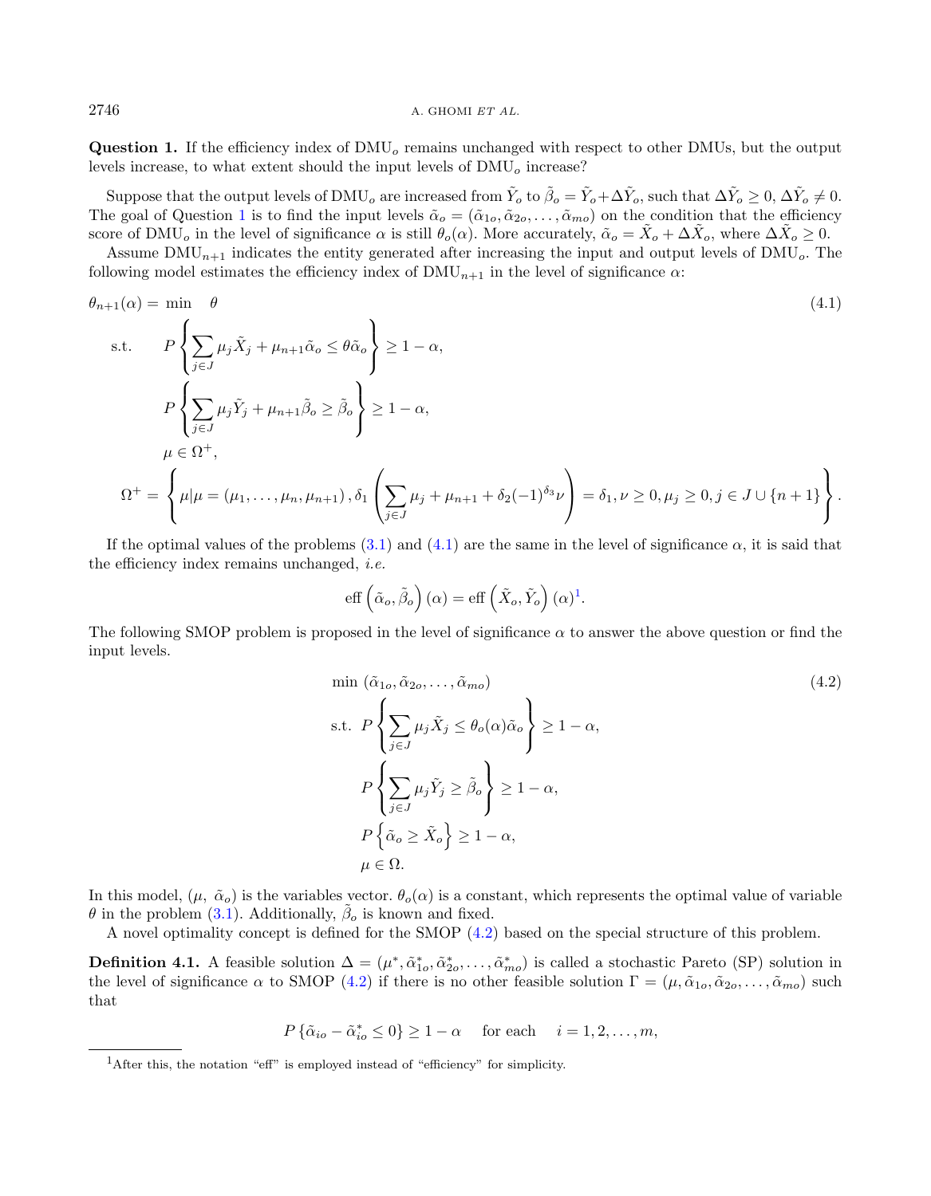**Question 1.** If the efficiency index of $\mathrm{DMU}_o$ remains unchanged with respect to other DMUs, but the output levels increase, to what extent should the input levels of $\mathrm{DMU}_o$ increase?

Suppose that the output levels of $\mathrm{DMU}_o$ are increased from $\tilde{Y}_o$ to $\tilde{\beta}_o = \tilde{Y}_o + \Delta\tilde{Y}_o$, such that $\Delta\tilde{Y}_o \geq 0$, $\Delta\tilde{Y}_o \neq 0$. The goal of Question 1 is to find the input levels $\tilde{\alpha}_o = (\tilde{\alpha}_{1o}, \tilde{\alpha}_{2o}, \ldots, \tilde{\alpha}_{mo})$ on the condition that the efficiency score of $\mathrm{DMU}_o$ in the level of significance $\alpha$ is still $\theta_o(\alpha)$. More accurately, $\tilde{\alpha}_o = \tilde{X}_o + \Delta\tilde{X}_o$, where $\Delta\tilde{X}_o \geq 0$.

Assume $\mathrm{DMU}_{n+1}$ indicates the entity generated after increasing the input and output levels of $\mathrm{DMU}_o$. The following model estimates the efficiency index of $\mathrm{DMU}_{n+1}$ in the level of significance $\alpha$:

$$
\begin{aligned}
\theta_{n+1}(\alpha) = \min \quad & \theta \qquad\qquad (4.1)\\
\text{s.t.} \quad & P\left\{\sum_{j\in J}\mu_j\tilde{X}_j + \mu_{n+1}\tilde{\alpha}_o \leq \theta\tilde{\alpha}_o\right\} \geq 1-\alpha,\\
& P\left\{\sum_{j\in J}\mu_j\tilde{Y}_j + \mu_{n+1}\tilde{\beta}_o \geq \tilde{\beta}_o\right\} \geq 1-\alpha,\\
& \mu \in \Omega^+,\\
\Omega^+ = & \left\{\mu \middle| \mu = (\mu_1,\ldots,\mu_n,\mu_{n+1}),\, \delta_1\left(\sum_{j\in J}\mu_j + \mu_{n+1} + \delta_2(-1)^{\delta_3}\nu\right) = \delta_1, \nu \geq 0, \mu_j \geq 0, j \in J\cup\{n+1\}\right\}.
\end{aligned}
$$

If the optimal values of the problems (3.1) and (4.1) are the same in the level of significance $\alpha$, it is said that the efficiency index remains unchanged, *i.e.*

$$
\text{eff}\left(\tilde{\alpha}_o, \tilde{\beta}_o\right)(\alpha) = \text{eff}\left(\tilde{X}_o, \tilde{Y}_o\right)(\alpha)\text{[1]}.
$$

The following SMOP problem is proposed in the level of significance $\alpha$ to answer the above question or find the input levels.

$$
\begin{aligned}
\min \; & (\tilde{\alpha}_{1o}, \tilde{\alpha}_{2o}, \ldots, \tilde{\alpha}_{mo}) \qquad\qquad (4.2)\\
\text{s.t.} \; & P\left\{\sum_{j\in J}\mu_j\tilde{X}_j \leq \theta_o(\alpha)\tilde{\alpha}_o\right\} \geq 1-\alpha,\\
& P\left\{\sum_{j\in J}\mu_j\tilde{Y}_j \geq \tilde{\beta}_o\right\} \geq 1-\alpha,\\
& P\left\{\tilde{\alpha}_o \geq \tilde{X}_o\right\} \geq 1-\alpha,\\
& \mu \in \Omega.
\end{aligned}
$$

In this model, $(\mu,\ \tilde{\alpha}_o)$ is the variables vector. $\theta_o(\alpha)$ is a constant, which represents the optimal value of variable $\theta$ in the problem (3.1). Additionally, $\tilde{\beta}_o$ is known and fixed.

A novel optimality concept is defined for the SMOP (4.2) based on the special structure of this problem.

**Definition 4.1.** A feasible solution $\Delta = (\mu^*, \tilde{\alpha}^*_{1o}, \tilde{\alpha}^*_{2o}, \ldots, \tilde{\alpha}^*_{mo})$ is called a stochastic Pareto (SP) solution in the level of significance $\alpha$ to SMOP (4.2) if there is no other feasible solution $\Gamma = (\mu, \tilde{\alpha}_{1o}, \tilde{\alpha}_{2o}, \ldots, \tilde{\alpha}_{mo})$ such that

$$
P\left\{\tilde{\alpha}_{io} - \tilde{\alpha}^*_{io} \leq 0\right\} \geq 1-\alpha \quad \text{ for each } \quad i = 1, 2, \ldots, m,
$$

[1] After this, the notation "eff" is employed instead of "efficiency" for simplicity.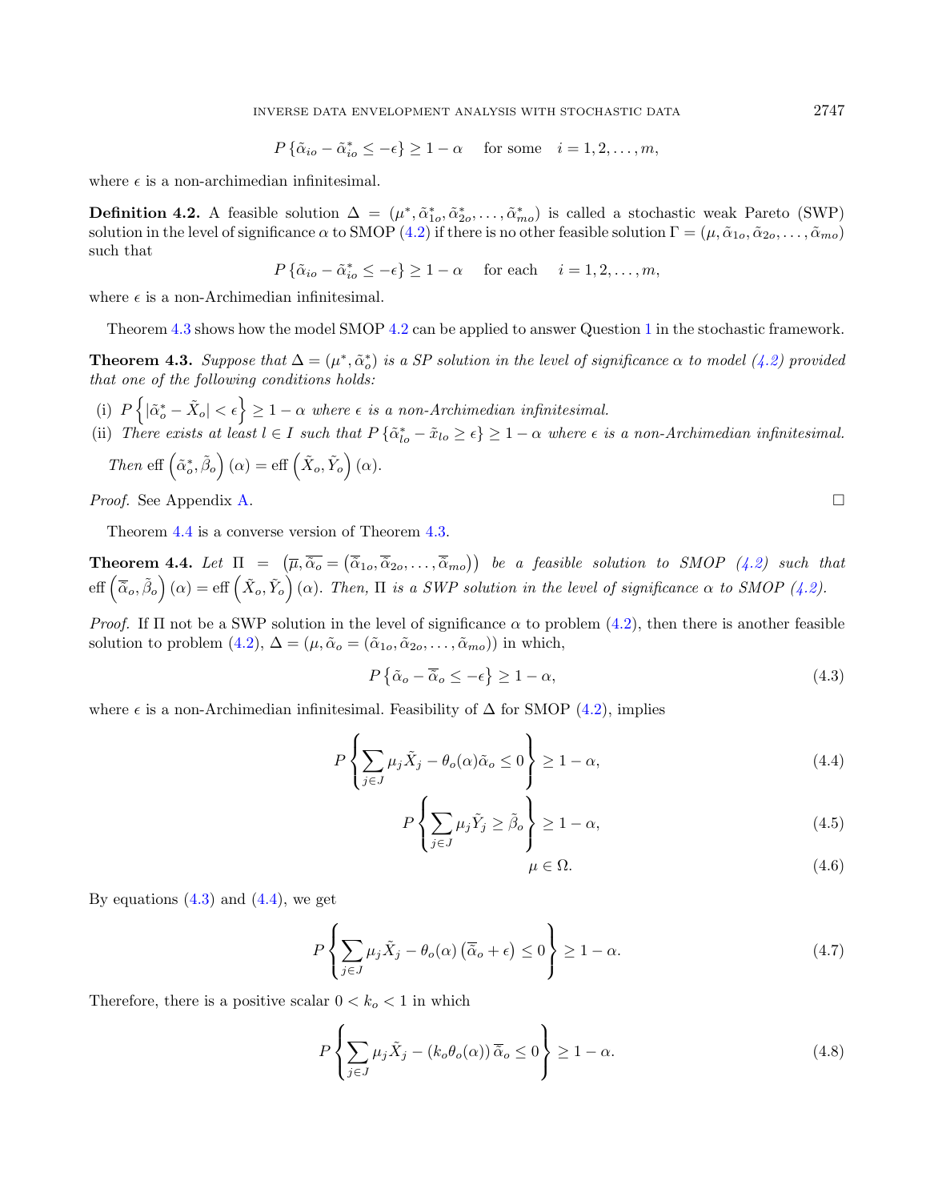$$P\left\{\tilde{\alpha}_{io} - \tilde{\alpha}^*_{io} \leq -\epsilon\right\} \geq 1-\alpha \quad \text{ for some } \quad i = 1, 2, \ldots, m,$$

where $\epsilon$ is a non-archimedian infinitesimal.

**Definition 4.2.** A feasible solution $\Delta = (\mu^*, \tilde{\alpha}^*_{1o}, \tilde{\alpha}^*_{2o}, \ldots, \tilde{\alpha}^*_{mo})$ is called a stochastic weak Pareto (SWP) solution in the level of significance $\alpha$ to SMOP (4.2) if there is no other feasible solution $\Gamma = (\mu, \tilde{\alpha}_{1o}, \tilde{\alpha}_{2o}, \ldots, \tilde{\alpha}_{mo})$ such that

$$P\left\{\tilde{\alpha}_{io} - \tilde{\alpha}^*_{io} \leq -\epsilon\right\} \geq 1-\alpha \quad \text{ for each } \quad i = 1, 2, \ldots, m,$$

where $\epsilon$ is a non-Archimedian infinitesimal.

Theorem 4.3 shows how the model SMOP 4.2 can be applied to answer Question 1 in the stochastic framework.

**Theorem 4.3.** *Suppose that $\Delta = (\mu^*, \tilde{\alpha}^*_o)$ is a SP solution in the level of significance $\alpha$ to model (4.2) provided that one of the following conditions holds:*

(i) $P\left\{|\tilde{\alpha}^*_o - \tilde{X}_o| < \epsilon\right\} \geq 1-\alpha$ *where $\epsilon$ is a non-Archimedian infinitesimal.*

(ii) *There exists at least $l \in I$ such that $P\left\{\tilde{\alpha}^*_{lo} - \tilde{x}_{lo} \geq \epsilon\right\} \geq 1-\alpha$ where $\epsilon$ is a non-Archimedian infinitesimal.*

*Then* $\text{eff}\left(\tilde{\alpha}^*_o, \tilde{\beta}_o\right)(\alpha) = \text{eff}\left(\tilde{X}_o, \tilde{Y}_o\right)(\alpha)$.

*Proof.* See Appendix A. □

Theorem 4.4 is a converse version of Theorem 4.3.

**Theorem 4.4.** *Let $\Pi = \left(\overline{\mu}, \overline{\tilde{\alpha}_o} = \left(\overline{\tilde{\alpha}}_{1o}, \overline{\tilde{\alpha}}_{2o}, \ldots, \overline{\tilde{\alpha}}_{mo}\right)\right)$ be a feasible solution to SMOP (4.2) such that $\text{eff}\left(\overline{\tilde{\alpha}}_o, \tilde{\beta}_o\right)(\alpha) = \text{eff}\left(\tilde{X}_o, \tilde{Y}_o\right)(\alpha)$. Then, $\Pi$ is a SWP solution in the level of significance $\alpha$ to SMOP (4.2).*

*Proof.* If $\Pi$ not be a SWP solution in the level of significance $\alpha$ to problem (4.2), then there is another feasible solution to problem (4.2), $\Delta = (\mu, \tilde{\alpha}_o = (\tilde{\alpha}_{1o}, \tilde{\alpha}_{2o}, \ldots, \tilde{\alpha}_{mo}))$ in which,

$$P\left\{\tilde{\alpha}_o - \overline{\tilde{\alpha}}_o \leq -\epsilon\right\} \geq 1-\alpha, \tag{4.3}$$

where $\epsilon$ is a non-Archimedian infinitesimal. Feasibility of $\Delta$ for SMOP (4.2), implies

$$P\left\{\sum_{j\in J} \mu_j \tilde{X}_j - \theta_o(\alpha)\tilde{\alpha}_o \leq 0\right\} \geq 1-\alpha, \tag{4.4}$$

$$P\left\{\sum_{j\in J} \mu_j \tilde{Y}_j \geq \tilde{\beta}_o\right\} \geq 1-\alpha, \tag{4.5}$$

$$\mu \in \Omega. \tag{4.6}$$

By equations (4.3) and (4.4), we get

$$P\left\{\sum_{j\in J} \mu_j \tilde{X}_j - \theta_o(\alpha)\left(\overline{\tilde{\alpha}}_o + \epsilon\right) \leq 0\right\} \geq 1-\alpha. \tag{4.7}$$

Therefore, there is a positive scalar $0 < k_o < 1$ in which

$$P\left\{\sum_{j\in J} \mu_j \tilde{X}_j - (k_o\theta_o(\alpha))\,\overline{\tilde{\alpha}}_o \leq 0\right\} \geq 1-\alpha. \tag{4.8}$$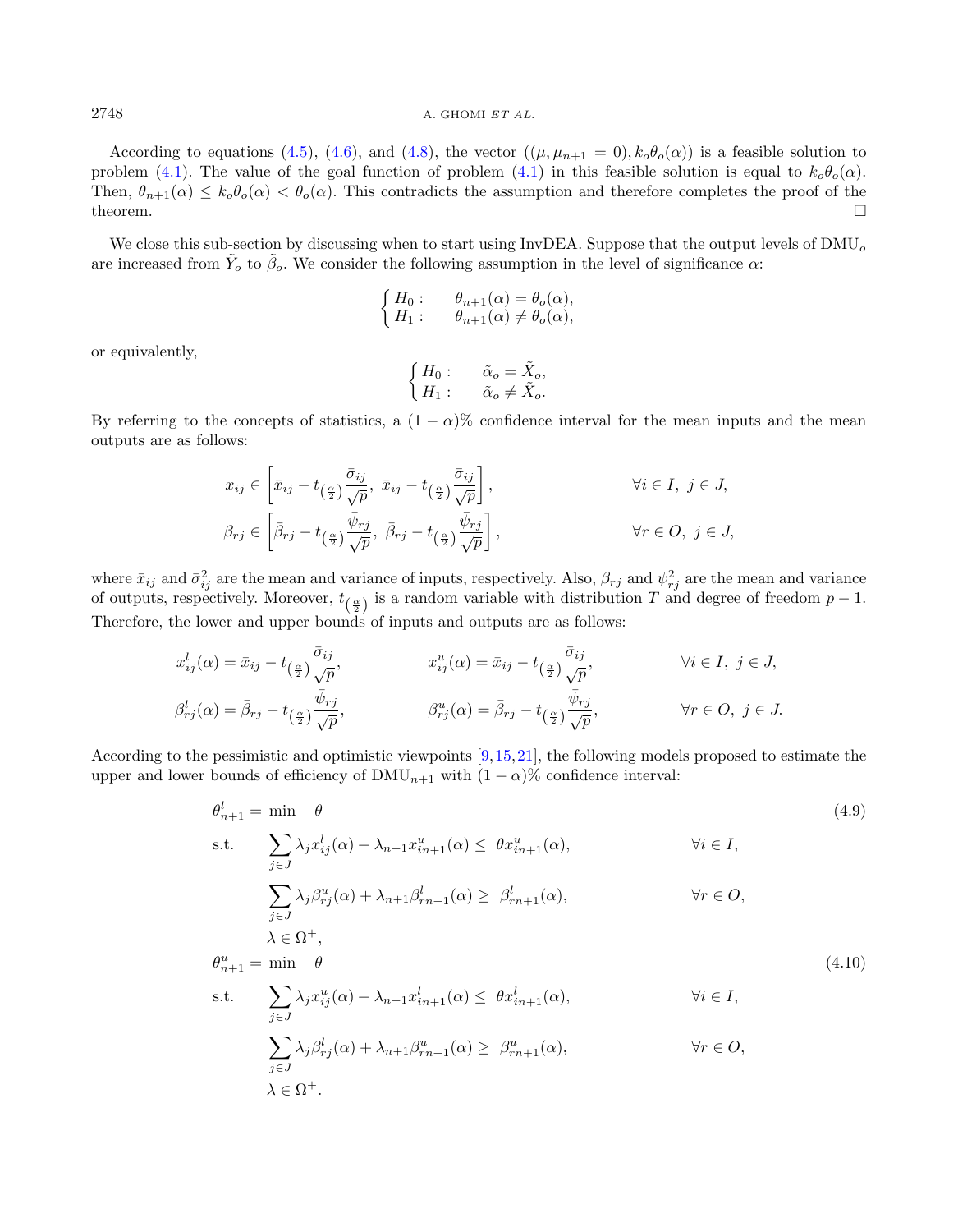According to equations (4.5), (4.6), and (4.8), the vector $((\mu, \mu_{n+1} = 0), k_o\theta_o(\alpha))$ is a feasible solution to problem (4.1). The value of the goal function of problem (4.1) in this feasible solution is equal to $k_o\theta_o(\alpha)$. Then, $\theta_{n+1}(\alpha) \leq k_o\theta_o(\alpha) < \theta_o(\alpha)$. This contradicts the assumption and therefore completes the proof of the theorem. □

We close this sub-section by discussing when to start using InvDEA. Suppose that the output levels of $\text{DMU}_o$ are increased from $\tilde{Y}_o$ to $\tilde{\beta}_o$. We consider the following assumption in the level of significance $\alpha$:

$$\begin{cases} H_0: & \theta_{n+1}(\alpha) = \theta_o(\alpha), \\ H_1: & \theta_{n+1}(\alpha) \neq \theta_o(\alpha), \end{cases}$$

or equivalently,

$$\begin{cases} H_0: & \tilde{\alpha}_o = \tilde{X}_o, \\ H_1: & \tilde{\alpha}_o \neq \tilde{X}_o. \end{cases}$$

By referring to the concepts of statistics, a $(1-\alpha)\%$ confidence interval for the mean inputs and the mean outputs are as follows:

$$x_{ij} \in \left[\bar{x}_{ij} - t_{\left(\frac{\alpha}{2}\right)}\frac{\bar{\sigma}_{ij}}{\sqrt{p}},\ \bar{x}_{ij} - t_{\left(\frac{\alpha}{2}\right)}\frac{\bar{\sigma}_{ij}}{\sqrt{p}}\right], \qquad \forall i \in I,\ j \in J,$$

$$\beta_{rj} \in \left[\bar{\beta}_{rj} - t_{\left(\frac{\alpha}{2}\right)}\frac{\bar{\psi}_{rj}}{\sqrt{p}},\ \bar{\beta}_{rj} - t_{\left(\frac{\alpha}{2}\right)}\frac{\bar{\psi}_{rj}}{\sqrt{p}}\right], \qquad \forall r \in O,\ j \in J,$$

where $\bar{x}_{ij}$ and $\bar{\sigma}^2_{ij}$ are the mean and variance of inputs, respectively. Also, $\beta_{rj}$ and $\psi^2_{rj}$ are the mean and variance of outputs, respectively. Moreover, $t_{\left(\frac{\alpha}{2}\right)}$ is a random variable with distribution $T$ and degree of freedom $p-1$. Therefore, the lower and upper bounds of inputs and outputs are as follows:

$$x^l_{ij}(\alpha) = \bar{x}_{ij} - t_{\left(\frac{\alpha}{2}\right)}\frac{\bar{\sigma}_{ij}}{\sqrt{p}}, \qquad x^u_{ij}(\alpha) = \bar{x}_{ij} - t_{\left(\frac{\alpha}{2}\right)}\frac{\bar{\sigma}_{ij}}{\sqrt{p}}, \qquad \forall i \in I,\ j \in J,$$

$$\beta^l_{rj}(\alpha) = \bar{\beta}_{rj} - t_{\left(\frac{\alpha}{2}\right)}\frac{\bar{\psi}_{rj}}{\sqrt{p}}, \qquad \beta^u_{rj}(\alpha) = \bar{\beta}_{rj} - t_{\left(\frac{\alpha}{2}\right)}\frac{\bar{\psi}_{rj}}{\sqrt{p}}, \qquad \forall r \in O,\ j \in J.$$

According to the pessimistic and optimistic viewpoints [9,15,21], the following models proposed to estimate the upper and lower bounds of efficiency of $\text{DMU}_{n+1}$ with $(1-\alpha)\%$ confidence interval:

$$\begin{aligned}
\theta^l_{n+1} = \min \quad & \theta & (4.9)\\
\text{s.t.} \quad & \sum_{j\in J}\lambda_j x^l_{ij}(\alpha) + \lambda_{n+1}x^u_{in+1}(\alpha) \leq \theta x^u_{in+1}(\alpha), & \forall i \in I,\\
& \sum_{j\in J}\lambda_j \beta^u_{rj}(\alpha) + \lambda_{n+1}\beta^l_{rn+1}(\alpha) \geq \beta^l_{rn+1}(\alpha), & \forall r \in O,\\
& \lambda \in \Omega^+,
\end{aligned}$$

$$\begin{aligned}
\theta^u_{n+1} = \min \quad & \theta & (4.10)\\
\text{s.t.} \quad & \sum_{j\in J}\lambda_j x^u_{ij}(\alpha) + \lambda_{n+1}x^l_{in+1}(\alpha) \leq \theta x^l_{in+1}(\alpha), & \forall i \in I,\\
& \sum_{j\in J}\lambda_j \beta^l_{rj}(\alpha) + \lambda_{n+1}\beta^u_{rn+1}(\alpha) \geq \beta^u_{rn+1}(\alpha), & \forall r \in O,\\
& \lambda \in \Omega^+.
\end{aligned}$$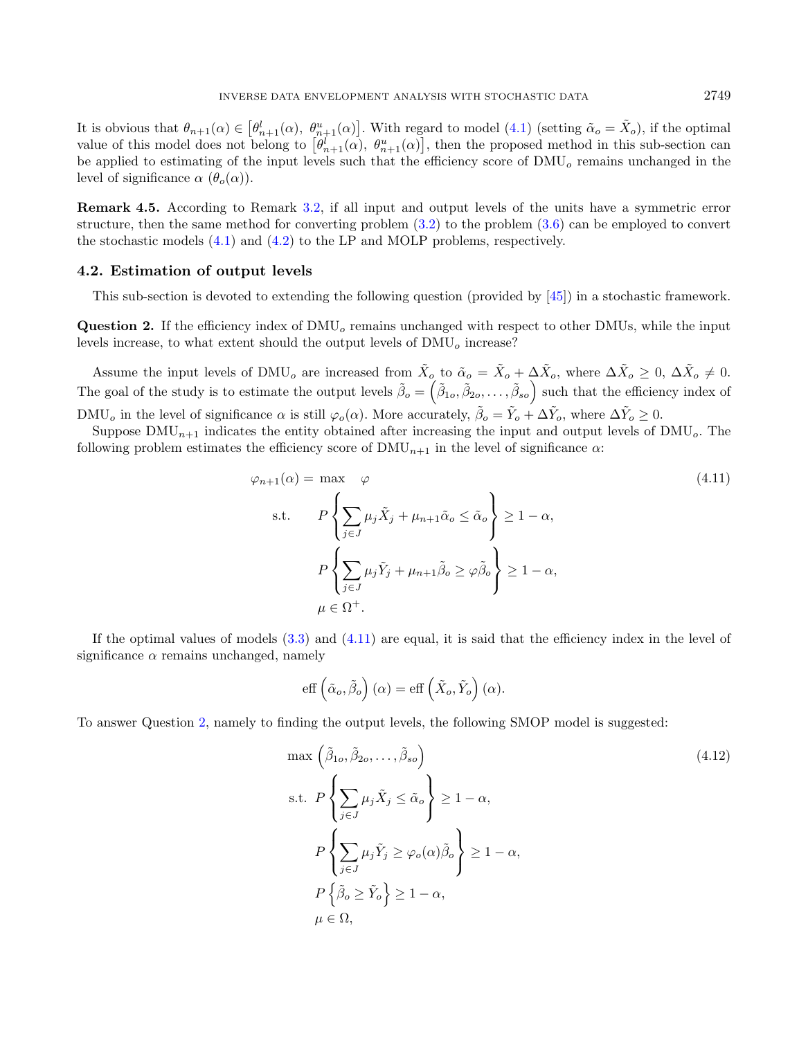It is obvious that $\theta_{n+1}(\alpha) \in \left[\theta^l_{n+1}(\alpha),\ \theta^u_{n+1}(\alpha)\right]$. With regard to model (4.1) (setting $\tilde{\alpha}_o = \tilde{X}_o$), if the optimal value of this model does not belong to $\left[\theta^l_{n+1}(\alpha),\ \theta^u_{n+1}(\alpha)\right]$, then the proposed method in this sub-section can be applied to estimating of the input levels such that the efficiency score of $\text{DMU}_o$ remains unchanged in the level of significance $\alpha$ ($\theta_o(\alpha)$).

**Remark 4.5.** According to Remark 3.2, if all input and output levels of the units have a symmetric error structure, then the same method for converting problem (3.2) to the problem (3.6) can be employed to convert the stochastic models (4.1) and (4.2) to the LP and MOLP problems, respectively.

### 4.2. Estimation of output levels

This sub-section is devoted to extending the following question (provided by [45]) in a stochastic framework.

**Question 2.** If the efficiency index of $\text{DMU}_o$ remains unchanged with respect to other DMUs, while the input levels increase, to what extent should the output levels of $\text{DMU}_o$ increase?

Assume the input levels of $\text{DMU}_o$ are increased from $\tilde{X}_o$ to $\tilde{\alpha}_o = \tilde{X}_o + \Delta\tilde{X}_o$, where $\Delta\tilde{X}_o \geq 0$, $\Delta\tilde{X}_o \neq 0$. The goal of the study is to estimate the output levels $\tilde{\beta}_o = \left(\tilde{\beta}_{1o}, \tilde{\beta}_{2o}, \ldots, \tilde{\beta}_{so}\right)$ such that the efficiency index of $\text{DMU}_o$ in the level of significance $\alpha$ is still $\varphi_o(\alpha)$. More accurately, $\tilde{\beta}_o = \tilde{Y}_o + \Delta\tilde{Y}_o$, where $\Delta\tilde{Y}_o \geq 0$.

Suppose $\text{DMU}_{n+1}$ indicates the entity obtained after increasing the input and output levels of $\text{DMU}_o$. The following problem estimates the efficiency score of $\text{DMU}_{n+1}$ in the level of significance $\alpha$:

$$
\begin{aligned}
\varphi_{n+1}(\alpha) = \max \quad & \varphi \\
\text{s.t.} \quad & P\left\{\sum_{j\in J}\mu_j\tilde{X}_j + \mu_{n+1}\tilde{\alpha}_o \leq \tilde{\alpha}_o\right\} \geq 1-\alpha, \\
& P\left\{\sum_{j\in J}\mu_j\tilde{Y}_j + \mu_{n+1}\tilde{\beta}_o \geq \varphi\tilde{\beta}_o\right\} \geq 1-\alpha, \\
& \mu \in \Omega^+.
\end{aligned}
\tag{4.11}
$$

If the optimal values of models (3.3) and (4.11) are equal, it is said that the efficiency index in the level of significance $\alpha$ remains unchanged, namely

$$
\text{eff}\left(\tilde{\alpha}_o, \tilde{\beta}_o\right)(\alpha) = \text{eff}\left(\tilde{X}_o, \tilde{Y}_o\right)(\alpha).
$$

To answer Question 2, namely to finding the output levels, the following SMOP model is suggested:

$$
\begin{aligned}
\max \ & \left(\tilde{\beta}_{1o}, \tilde{\beta}_{2o}, \ldots, \tilde{\beta}_{so}\right) \\
\text{s.t.} \ & P\left\{\sum_{j\in J}\mu_j\tilde{X}_j \leq \tilde{\alpha}_o\right\} \geq 1-\alpha, \\
& P\left\{\sum_{j\in J}\mu_j\tilde{Y}_j \geq \varphi_o(\alpha)\tilde{\beta}_o\right\} \geq 1-\alpha, \\
& P\left\{\tilde{\beta}_o \geq \tilde{Y}_o\right\} \geq 1-\alpha, \\
& \mu \in \Omega,
\end{aligned}
\tag{4.12}
$$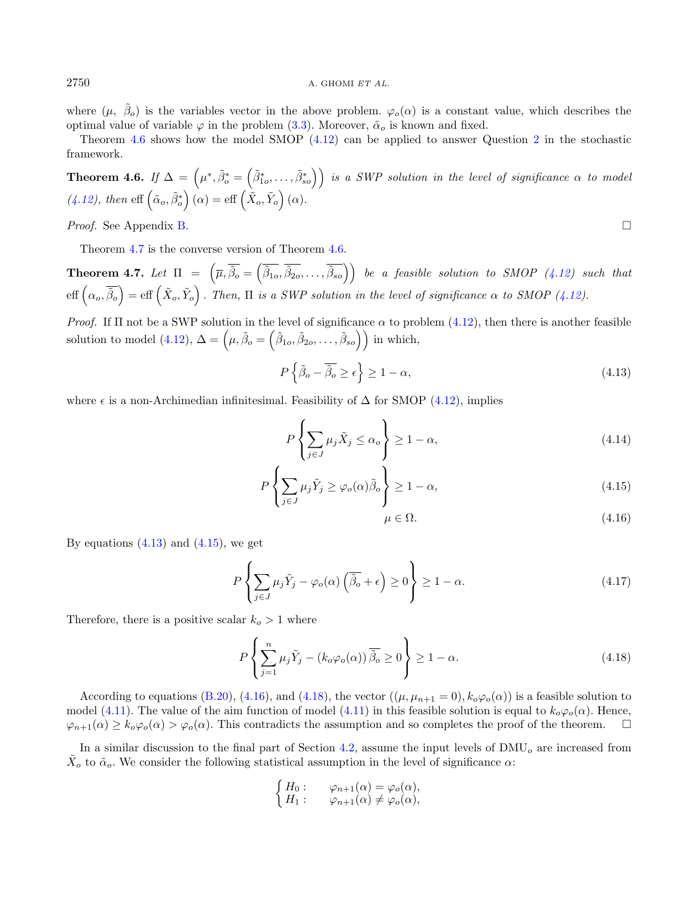where $(\mu,\ \tilde{\beta}_o)$ is the variables vector in the above problem. $\varphi_o(\alpha)$ is a constant value, which describes the optimal value of variable $\varphi$ in the problem (3.3). Moreover, $\tilde{\alpha}_o$ is known and fixed.

Theorem 4.6 shows how the model SMOP (4.12) can be applied to answer Question 2 in the stochastic framework.

**Theorem 4.6.** *If* $\Delta = \left(\mu^*, \tilde{\beta}_o^* = \left(\tilde{\beta}_{1o}^*, \ldots, \tilde{\beta}_{so}^*\right)\right)$ *is a SWP solution in the level of significance* $\alpha$ *to model (4.12), then* $\text{eff}\left(\tilde{\alpha}_o, \tilde{\beta}_o^*\right)(\alpha) = \text{eff}\left(\tilde{X}_o, \tilde{Y}_o\right)(\alpha)$.

*Proof.* See Appendix B. □

Theorem 4.7 is the converse version of Theorem 4.6.

**Theorem 4.7.** *Let* $\Pi = \left(\overline{\mu}, \overline{\tilde{\beta}_o} = \left(\overline{\tilde{\beta}_{1o}}, \overline{\tilde{\beta}_{2o}}, \ldots, \overline{\tilde{\beta}_{so}}\right)\right)$ *be a feasible solution to SMOP (4.12) such that* $\text{eff}\left(\alpha_o, \overline{\tilde{\beta}_o}\right) = \text{eff}\left(\tilde{X}_o, \tilde{Y}_o\right)$. *Then,* $\Pi$ *is a SWP solution in the level of significance* $\alpha$ *to SMOP (4.12).*

*Proof.* If $\Pi$ not be a SWP solution in the level of significance $\alpha$ to problem (4.12), then there is another feasible solution to model (4.12), $\Delta = \left(\mu, \tilde{\beta}_o = \left(\tilde{\beta}_{1o}, \tilde{\beta}_{2o}, \ldots, \tilde{\beta}_{so}\right)\right)$ in which,

$$P\left\{\tilde{\beta}_o - \overline{\tilde{\beta}_o} \geq \epsilon\right\} \geq 1-\alpha, \tag{4.13}$$

where $\epsilon$ is a non-Archimedian infinitesimal. Feasibility of $\Delta$ for SMOP (4.12), implies

$$P\left\{\sum_{j\in J}\mu_j\tilde{X}_j \leq \alpha_o\right\} \geq 1-\alpha, \tag{4.14}$$

$$P\left\{\sum_{j\in J}\mu_j\tilde{Y}_j \geq \varphi_o(\alpha)\tilde{\beta}_o\right\} \geq 1-\alpha, \tag{4.15}$$

$$\mu \in \Omega. \tag{4.16}$$

By equations (4.13) and (4.15), we get

$$P\left\{\sum_{j\in J}\mu_j\tilde{Y}_j - \varphi_o(\alpha)\left(\overline{\tilde{\beta}_o} + \epsilon\right) \geq 0\right\} \geq 1-\alpha. \tag{4.17}$$

Therefore, there is a positive scalar $k_o > 1$ where

$$P\left\{\sum_{j=1}^{n}\mu_j\tilde{Y}_j - \left(k_o\varphi_o(\alpha)\right)\overline{\tilde{\beta}_o} \geq 0\right\} \geq 1-\alpha. \tag{4.18}$$

According to equations (B.20), (4.16), and (4.18), the vector $((\mu, \mu_{n+1} = 0), k_o\varphi_o(\alpha))$ is a feasible solution to model (4.11). The value of the aim function of model (4.11) in this feasible solution is equal to $k_o\varphi_o(\alpha)$. Hence, $\varphi_{n+1}(\alpha) \geq k_o\varphi_o(\alpha) > \varphi_o(\alpha)$. This contradicts the assumption and so completes the proof of the theorem. □

In a similar discussion to the final part of Section 4.2, assume the input levels of $\text{DMU}_o$ are increased from $\tilde{X}_o$ to $\tilde{\alpha}_o$. We consider the following statistical assumption in the level of significance $\alpha$:

$$\begin{cases} H_0: & \varphi_{n+1}(\alpha) = \varphi_o(\alpha), \\ H_1: & \varphi_{n+1}(\alpha) \neq \varphi_o(\alpha), \end{cases}$$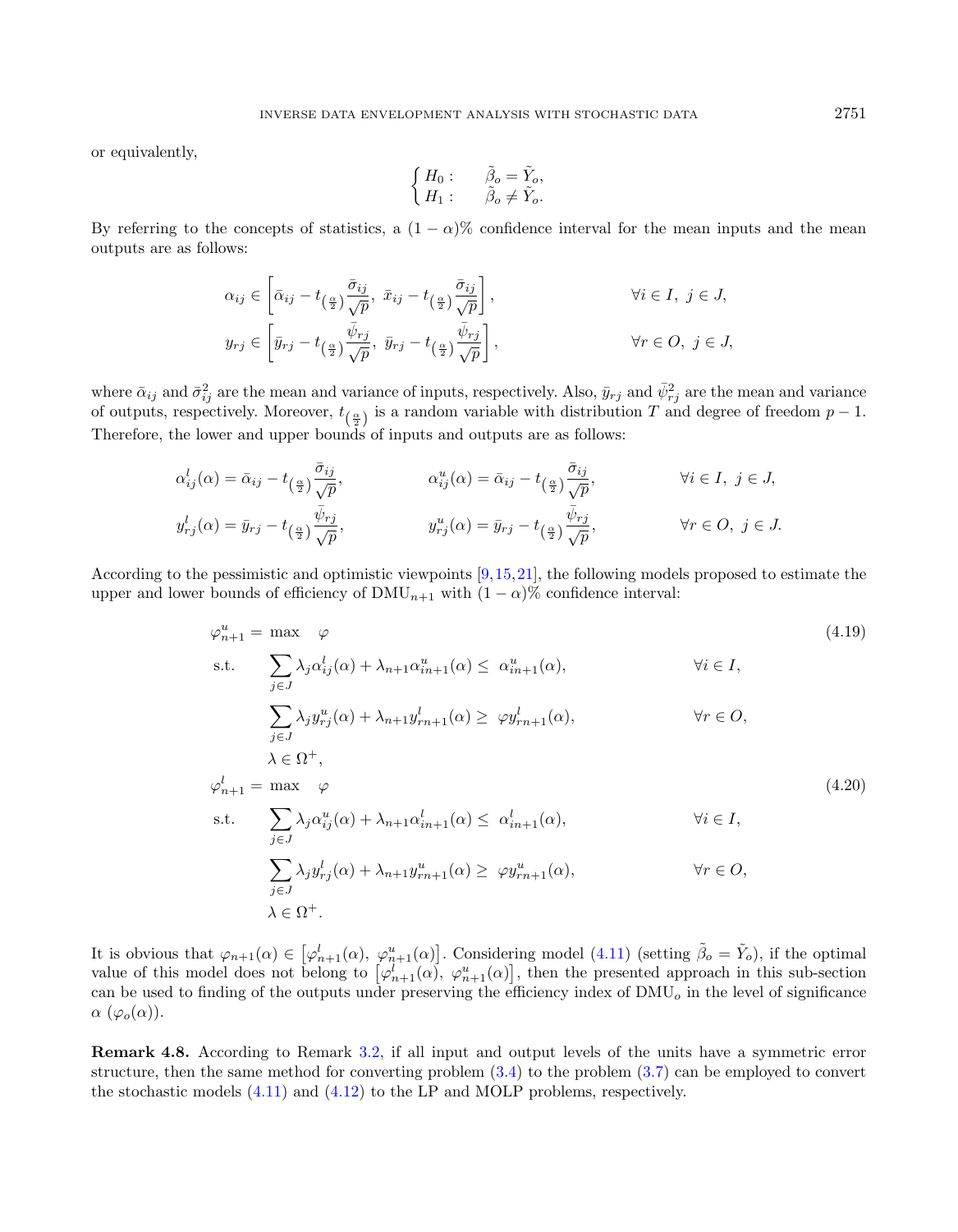or equivalently,

$$\begin{cases} H_0: & \tilde{\beta}_o = \tilde{Y}_o, \\ H_1: & \tilde{\beta}_o \neq \tilde{Y}_o. \end{cases}$$

By referring to the concepts of statistics, a $(1-\alpha)\%$ confidence interval for the mean inputs and the mean outputs are as follows:

$$\alpha_{ij} \in \left[\bar{\alpha}_{ij} - t_{\left(\frac{\alpha}{2}\right)}\frac{\bar{\sigma}_{ij}}{\sqrt{p}},\ \bar{x}_{ij} - t_{\left(\frac{\alpha}{2}\right)}\frac{\bar{\sigma}_{ij}}{\sqrt{p}}\right], \qquad \forall i \in I,\ j \in J,$$

$$y_{rj} \in \left[\bar{y}_{rj} - t_{\left(\frac{\alpha}{2}\right)}\frac{\bar{\psi}_{rj}}{\sqrt{p}},\ \bar{y}_{rj} - t_{\left(\frac{\alpha}{2}\right)}\frac{\bar{\psi}_{rj}}{\sqrt{p}}\right], \qquad \forall r \in O,\ j \in J,$$

where $\bar{\alpha}_{ij}$ and $\bar{\sigma}^2_{ij}$ are the mean and variance of inputs, respectively. Also, $\bar{y}_{rj}$ and $\bar{\psi}^2_{rj}$ are the mean and variance of outputs, respectively. Moreover, $t_{\left(\frac{\alpha}{2}\right)}$ is a random variable with distribution $T$ and degree of freedom $p-1$. Therefore, the lower and upper bounds of inputs and outputs are as follows:

$$\alpha^l_{ij}(\alpha) = \bar{\alpha}_{ij} - t_{\left(\frac{\alpha}{2}\right)}\frac{\bar{\sigma}_{ij}}{\sqrt{p}}, \qquad \alpha^u_{ij}(\alpha) = \bar{\alpha}_{ij} - t_{\left(\frac{\alpha}{2}\right)}\frac{\bar{\sigma}_{ij}}{\sqrt{p}}, \qquad \forall i \in I,\ j \in J,$$

$$y^l_{rj}(\alpha) = \bar{y}_{rj} - t_{\left(\frac{\alpha}{2}\right)}\frac{\bar{\psi}_{rj}}{\sqrt{p}}, \qquad y^u_{rj}(\alpha) = \bar{y}_{rj} - t_{\left(\frac{\alpha}{2}\right)}\frac{\bar{\psi}_{rj}}{\sqrt{p}}, \qquad \forall r \in O,\ j \in J.$$

According to the pessimistic and optimistic viewpoints [9,15,21], the following models proposed to estimate the upper and lower bounds of efficiency of $\text{DMU}_{n+1}$ with $(1-\alpha)\%$ confidence interval:

$$\begin{aligned}
\varphi^u_{n+1} = \max \quad & \varphi && (4.19)\\
\text{s.t.} \quad & \sum_{j\in J}\lambda_j \alpha^l_{ij}(\alpha) + \lambda_{n+1}\alpha^u_{in+1}(\alpha) \leq \alpha^u_{in+1}(\alpha), && \forall i \in I,\\
& \sum_{j\in J}\lambda_j y^u_{rj}(\alpha) + \lambda_{n+1} y^l_{rn+1}(\alpha) \geq \varphi y^l_{rn+1}(\alpha), && \forall r \in O,\\
& \lambda \in \Omega^+,
\end{aligned}$$

$$\begin{aligned}
\varphi^l_{n+1} = \max \quad & \varphi && (4.20)\\
\text{s.t.} \quad & \sum_{j\in J}\lambda_j \alpha^u_{ij}(\alpha) + \lambda_{n+1}\alpha^l_{in+1}(\alpha) \leq \alpha^l_{in+1}(\alpha), && \forall i \in I,\\
& \sum_{j\in J}\lambda_j y^l_{rj}(\alpha) + \lambda_{n+1} y^u_{rn+1}(\alpha) \geq \varphi y^u_{rn+1}(\alpha), && \forall r \in O,\\
& \lambda \in \Omega^+.
\end{aligned}$$

It is obvious that $\varphi_{n+1}(\alpha) \in \left[\varphi^l_{n+1}(\alpha),\ \varphi^u_{n+1}(\alpha)\right]$. Considering model (4.11) (setting $\tilde{\beta}_o = \tilde{Y}_o$), if the optimal value of this model does not belong to $\left[\varphi^l_{n+1}(\alpha),\ \varphi^u_{n+1}(\alpha)\right]$, then the presented approach in this sub-section can be used to finding of the outputs under preserving the efficiency index of $\text{DMU}_o$ in the level of significance $\alpha$ $(\varphi_o(\alpha))$.

**Remark 4.8.** According to Remark 3.2, if all input and output levels of the units have a symmetric error structure, then the same method for converting problem (3.4) to the problem (3.7) can be employed to convert the stochastic models (4.11) and (4.12) to the LP and MOLP problems, respectively.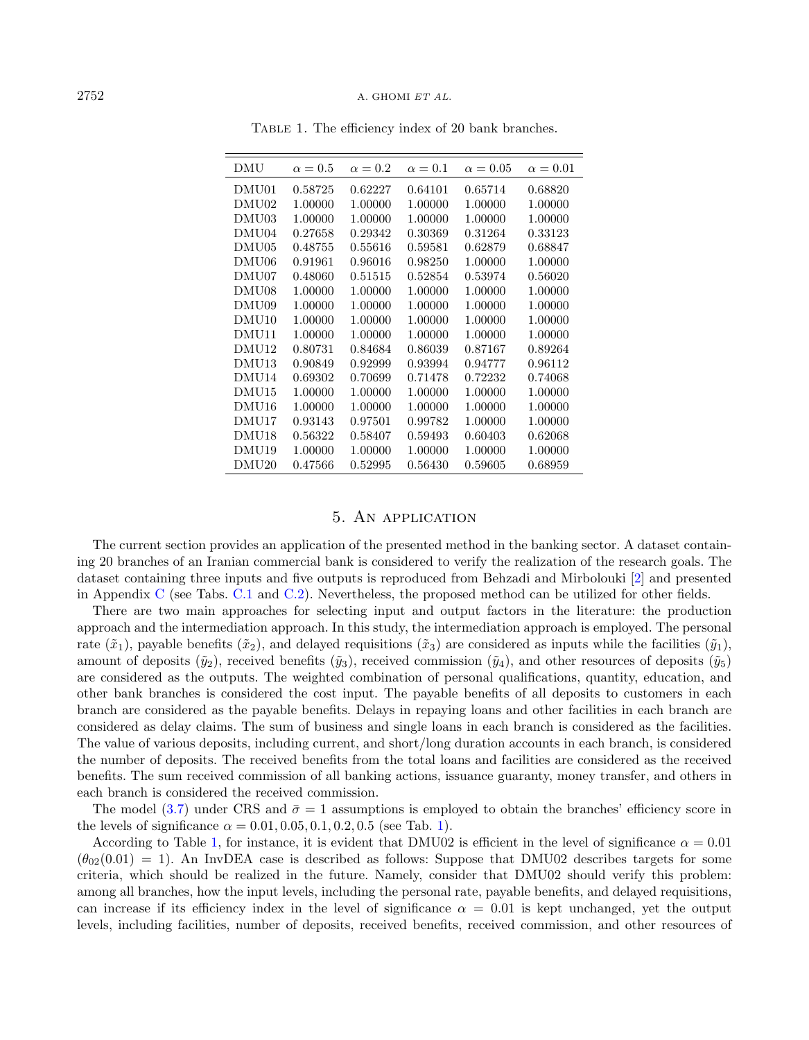Table 1. The efficiency index of 20 bank branches.

| DMU | $\alpha = 0.5$ | $\alpha = 0.2$ | $\alpha = 0.1$ | $\alpha = 0.05$ | $\alpha = 0.01$ |
|---|---|---|---|---|---|
| DMU01 | 0.58725 | 0.62227 | 0.64101 | 0.65714 | 0.68820 |
| DMU02 | 1.00000 | 1.00000 | 1.00000 | 1.00000 | 1.00000 |
| DMU03 | 1.00000 | 1.00000 | 1.00000 | 1.00000 | 1.00000 |
| DMU04 | 0.27658 | 0.29342 | 0.30369 | 0.31264 | 0.33123 |
| DMU05 | 0.48755 | 0.55616 | 0.59581 | 0.62879 | 0.68847 |
| DMU06 | 0.91961 | 0.96016 | 0.98250 | 1.00000 | 1.00000 |
| DMU07 | 0.48060 | 0.51515 | 0.52854 | 0.53974 | 0.56020 |
| DMU08 | 1.00000 | 1.00000 | 1.00000 | 1.00000 | 1.00000 |
| DMU09 | 1.00000 | 1.00000 | 1.00000 | 1.00000 | 1.00000 |
| DMU10 | 1.00000 | 1.00000 | 1.00000 | 1.00000 | 1.00000 |
| DMU11 | 1.00000 | 1.00000 | 1.00000 | 1.00000 | 1.00000 |
| DMU12 | 0.80731 | 0.84684 | 0.86039 | 0.87167 | 0.89264 |
| DMU13 | 0.90849 | 0.92999 | 0.93994 | 0.94777 | 0.96112 |
| DMU14 | 0.69302 | 0.70699 | 0.71478 | 0.72232 | 0.74068 |
| DMU15 | 1.00000 | 1.00000 | 1.00000 | 1.00000 | 1.00000 |
| DMU16 | 1.00000 | 1.00000 | 1.00000 | 1.00000 | 1.00000 |
| DMU17 | 0.93143 | 0.97501 | 0.99782 | 1.00000 | 1.00000 |
| DMU18 | 0.56322 | 0.58407 | 0.59493 | 0.60403 | 0.62068 |
| DMU19 | 1.00000 | 1.00000 | 1.00000 | 1.00000 | 1.00000 |
| DMU20 | 0.47566 | 0.52995 | 0.56430 | 0.59605 | 0.68959 |

## 5. An application

The current section provides an application of the presented method in the banking sector. A dataset containing 20 branches of an Iranian commercial bank is considered to verify the realization of the research goals. The dataset containing three inputs and five outputs is reproduced from Behzadi and Mirbolouki [2] and presented in Appendix C (see Tabs. C.1 and C.2). Nevertheless, the proposed method can be utilized for other fields.

There are two main approaches for selecting input and output factors in the literature: the production approach and the intermediation approach. In this study, the intermediation approach is employed. The personal rate ($\tilde{x}_1$), payable benefits ($\tilde{x}_2$), and delayed requisitions ($\tilde{x}_3$) are considered as inputs while the facilities ($\tilde{y}_1$), amount of deposits ($\tilde{y}_2$), received benefits ($\tilde{y}_3$), received commission ($\tilde{y}_4$), and other resources of deposits ($\tilde{y}_5$) are considered as the outputs. The weighted combination of personal qualifications, quantity, education, and other bank branches is considered the cost input. The payable benefits of all deposits to customers in each branch are considered as the payable benefits. Delays in repaying loans and other facilities in each branch are considered as delay claims. The sum of business and single loans in each branch is considered as the facilities. The value of various deposits, including current, and short/long duration accounts in each branch, is considered the number of deposits. The received benefits from the total loans and facilities are considered as the received benefits. The sum received commission of all banking actions, issuance guaranty, money transfer, and others in each branch is considered the received commission.

The model (3.7) under CRS and $\bar{\sigma} = 1$ assumptions is employed to obtain the branches' efficiency score in the levels of significance $\alpha = 0.01, 0.05, 0.1, 0.2, 0.5$ (see Tab. 1).

According to Table 1, for instance, it is evident that DMU02 is efficient in the level of significance $\alpha = 0.01$ ($\theta_{02}(0.01) = 1$). An InvDEA case is described as follows: Suppose that DMU02 describes targets for some criteria, which should be realized in the future. Namely, consider that DMU02 should verify this problem: among all branches, how the input levels, including the personal rate, payable benefits, and delayed requisitions, can increase if its efficiency index in the level of significance $\alpha = 0.01$ is kept unchanged, yet the output levels, including facilities, number of deposits, received benefits, received commission, and other resources of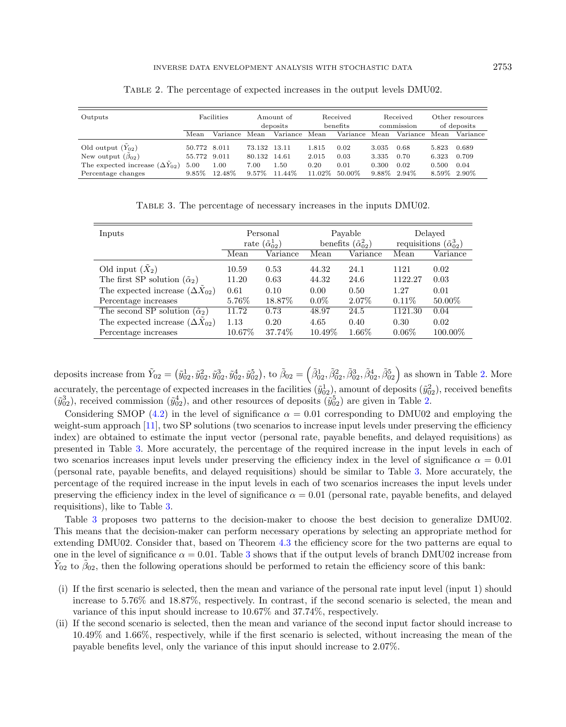Table 2. The percentage of expected increases in the output levels DMU02.

| Outputs | Facilities | | Amount of deposits | | Received benefits | | Received commission | | Other resources of deposits | |
|---|---|---|---|---|---|---|---|---|---|---|
| | Mean | Variance | Mean | Variance | Mean | Variance | Mean | Variance | Mean | Variance |
| Old output ($\tilde{Y}_{02}$) | 50.772 | 8.011 | 73.132 | 13.11 | 1.815 | 0.02 | 3.035 | 0.68 | 5.823 | 0.689 |
| New output ($\tilde{\beta}_{02}$) | 55.772 | 9.011 | 80.132 | 14.61 | 2.015 | 0.03 | 3.335 | 0.70 | 6.323 | 0.709 |
| The expected increase ($\Delta\tilde{Y}_{02}$) | 5.00 | 1.00 | 7.00 | 1.50 | 0.20 | 0.01 | 0.300 | 0.02 | 0.500 | 0.04 |
| Percentage changes | 9.85% | 12.48% | 9.57% | 11.44% | 11.02% | 50.00% | 9.88% | 2.94% | 8.59% | 2.90% |

Table 3. The percentage of necessary increases in the inputs DMU02.

| Inputs | Personal rate ($\tilde{\alpha}^1_{02}$) | | Payable benefits ($\tilde{\alpha}^2_{02}$) | | Delayed requisitions ($\tilde{\alpha}^3_{02}$) | |
|---|---|---|---|---|---|---|
| | Mean | Variance | Mean | Variance | Mean | Variance |
| Old input ($\tilde{X}_2$) | 10.59 | 0.53 | 44.32 | 24.1 | 1121 | 0.02 |
| The first SP solution ($\tilde{\alpha}_2$) | 11.20 | 0.63 | 44.32 | 24.6 | 1122.27 | 0.03 |
| The expected increase ($\Delta\tilde{X}_{02}$) | 0.61 | 0.10 | 0.00 | 0.50 | 1.27 | 0.01 |
| Percentage increases | 5.76% | 18.87% | 0.0% | 2.07% | 0.11% | 50.00% |
| The second SP solution ($\tilde{\alpha}_2$) | 11.72 | 0.73 | 48.97 | 24.5 | 1121.30 | 0.04 |
| The expected increase ($\Delta\tilde{X}_{02}$) | 1.13 | 0.20 | 4.65 | 0.40 | 0.30 | 0.02 |
| Percentage increases | 10.67% | 37.74% | 10.49% | 1.66% | 0.06% | 100.00% |

deposits increase from $\tilde{Y}_{02} = \left(\tilde{y}^1_{02}, \tilde{y}^2_{02}, \tilde{y}^3_{02}, \tilde{y}^4_{02}, \tilde{y}^5_{02}\right)$, to $\tilde{\beta}_{02} = \left(\tilde{\beta}^1_{02}, \tilde{\beta}^2_{02}, \tilde{\beta}^3_{02}, \tilde{\beta}^4_{02}, \tilde{\beta}^5_{02}\right)$ as shown in Table 2. More accurately, the percentage of expected increases in the facilities ($\tilde{y}^1_{02}$), amount of deposits ($\tilde{y}^2_{02}$), received benefits ($\tilde{y}^3_{02}$), received commission ($\tilde{y}^4_{02}$), and other resources of deposits ($\tilde{y}^5_{02}$) are given in Table 2.

Considering SMOP (4.2) in the level of significance $\alpha = 0.01$ corresponding to DMU02 and employing the weight-sum approach [11], two SP solutions (two scenarios to increase input levels under preserving the efficiency index) are obtained to estimate the input vector (personal rate, payable benefits, and delayed requisitions) as presented in Table 3. More accurately, the percentage of the required increase in the input levels in each of two scenarios increases input levels under preserving the efficiency index in the level of significance $\alpha = 0.01$ (personal rate, payable benefits, and delayed requisitions) should be similar to Table 3. More accurately, the percentage of the required increase in the input levels in each of two scenarios increases the input levels under preserving the efficiency index in the level of significance $\alpha = 0.01$ (personal rate, payable benefits, and delayed requisitions), like to Table 3.

Table 3 proposes two patterns to the decision-maker to choose the best decision to generalize DMU02. This means that the decision-maker can perform necessary operations by selecting an appropriate method for extending DMU02. Consider that, based on Theorem 4.3 the efficiency score for the two patterns are equal to one in the level of significance $\alpha = 0.01$. Table 3 shows that if the output levels of branch DMU02 increase from $\tilde{Y}_{02}$ to $\tilde{\beta}_{02}$, then the following operations should be performed to retain the efficiency score of this bank:

(i) If the first scenario is selected, then the mean and variance of the personal rate input level (input 1) should increase to 5.76% and 18.87%, respectively. In contrast, if the second scenario is selected, the mean and variance of this input should increase to 10.67% and 37.74%, respectively.

(ii) If the second scenario is selected, then the mean and variance of the second input factor should increase to 10.49% and 1.66%, respectively, while if the first scenario is selected, without increasing the mean of the payable benefits level, only the variance of this input should increase to 2.07%.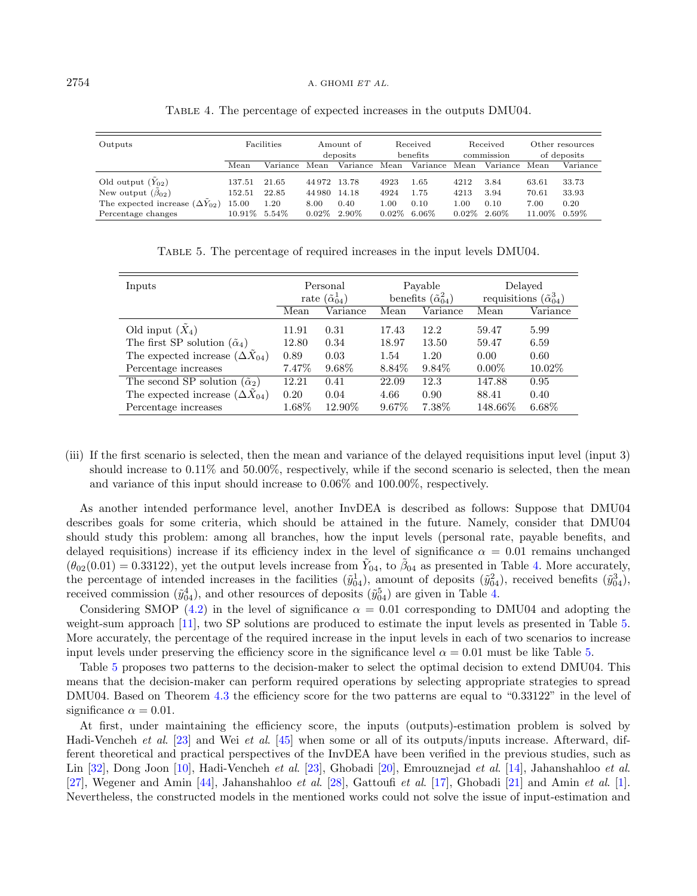Table 4. The percentage of expected increases in the outputs DMU04.

| Outputs | Facilities | | Amount of deposits | | Received benefits | | Received commission | | Other resources of deposits | |
|---|---|---|---|---|---|---|---|---|---|---|
| | Mean | Variance | Mean | Variance | Mean | Variance | Mean | Variance | Mean | Variance |
| Old output ($\tilde{Y}_{02}$) | 137.51 | 21.65 | 44 972 | 13.78 | 4923 | 1.65 | 4212 | 3.84 | 63.61 | 33.73 |
| New output ($\tilde{\beta}_{02}$) | 152.51 | 22.85 | 44 980 | 14.18 | 4924 | 1.75 | 4213 | 3.94 | 70.61 | 33.93 |
| The expected increase ($\Delta\tilde{Y}_{02}$) | 15.00 | 1.20 | 8.00 | 0.40 | 1.00 | 0.10 | 1.00 | 0.10 | 7.00 | 0.20 |
| Percentage changes | 10.91% | 5.54% | 0.02% | 2.90% | 0.02% | 6.06% | 0.02% | 2.60% | 11.00% | 0.59% |

Table 5. The percentage of required increases in the input levels DMU04.

| Inputs | Personal rate ($\tilde{\alpha}_{04}^{1}$) | | Payable benefits ($\tilde{\alpha}_{04}^{2}$) | | Delayed requisitions ($\tilde{\alpha}_{04}^{3}$) | |
|---|---|---|---|---|---|---|
| | Mean | Variance | Mean | Variance | Mean | Variance |
| Old input ($\tilde{X}_4$) | 11.91 | 0.31 | 17.43 | 12.2 | 59.47 | 5.99 |
| The first SP solution ($\tilde{\alpha}_4$) | 12.80 | 0.34 | 18.97 | 13.50 | 59.47 | 6.59 |
| The expected increase ($\Delta\tilde{X}_{04}$) | 0.89 | 0.03 | 1.54 | 1.20 | 0.00 | 0.60 |
| Percentage increases | 7.47% | 9.68% | 8.84% | 9.84% | 0.00% | 10.02% |
| The second SP solution ($\tilde{\alpha}_2$) | 12.21 | 0.41 | 22.09 | 12.3 | 147.88 | 0.95 |
| The expected increase ($\Delta\tilde{X}_{04}$) | 0.20 | 0.04 | 4.66 | 0.90 | 88.41 | 0.40 |
| Percentage increases | 1.68% | 12.90% | 9.67% | 7.38% | 148.66% | 6.68% |

(iii) If the first scenario is selected, then the mean and variance of the delayed requisitions input level (input 3) should increase to 0.11% and 50.00%, respectively, while if the second scenario is selected, then the mean and variance of this input should increase to 0.06% and 100.00%, respectively.

As another intended performance level, another InvDEA is described as follows: Suppose that DMU04 describes goals for some criteria, which should be attained in the future. Namely, consider that DMU04 should study this problem: among all branches, how the input levels (personal rate, payable benefits, and delayed requisitions) increase if its efficiency index in the level of significance $\alpha = 0.01$ remains unchanged ($\theta_{02}(0.01) = 0.33122$), yet the output levels increase from $\tilde{Y}_{04}$, to $\tilde{\beta}_{04}$ as presented in Table 4. More accurately, the percentage of intended increases in the facilities ($\tilde{y}_{04}^{1}$), amount of deposits ($\tilde{y}_{04}^{2}$), received benefits ($\tilde{y}_{04}^{3}$), received commission ($\tilde{y}_{04}^{4}$), and other resources of deposits ($\tilde{y}_{04}^{5}$) are given in Table 4.

Considering SMOP (4.2) in the level of significance $\alpha = 0.01$ corresponding to DMU04 and adopting the weight-sum approach [11], two SP solutions are produced to estimate the input levels as presented in Table 5. More accurately, the percentage of the required increase in the input levels in each of two scenarios to increase input levels under preserving the efficiency score in the significance level $\alpha = 0.01$ must be like Table 5.

Table 5 proposes two patterns to the decision-maker to select the optimal decision to extend DMU04. This means that the decision-maker can perform required operations by selecting appropriate strategies to spread DMU04. Based on Theorem 4.3 the efficiency score for the two patterns are equal to "0.33122" in the level of significance $\alpha = 0.01$.

At first, under maintaining the efficiency score, the inputs (outputs)-estimation problem is solved by Hadi-Vencheh *et al.* [23] and Wei *et al.* [45] when some or all of its outputs/inputs increase. Afterward, different theoretical and practical perspectives of the InvDEA have been verified in the previous studies, such as Lin [32], Dong Joon [10], Hadi-Vencheh *et al.* [23], Ghobadi [20], Emrouznejad *et al.* [14], Jahanshahloo *et al.* [27], Wegener and Amin [44], Jahanshahloo *et al.* [28], Gattoufi *et al.* [17], Ghobadi [21] and Amin *et al.* [1]. Nevertheless, the constructed models in the mentioned works could not solve the issue of input-estimation and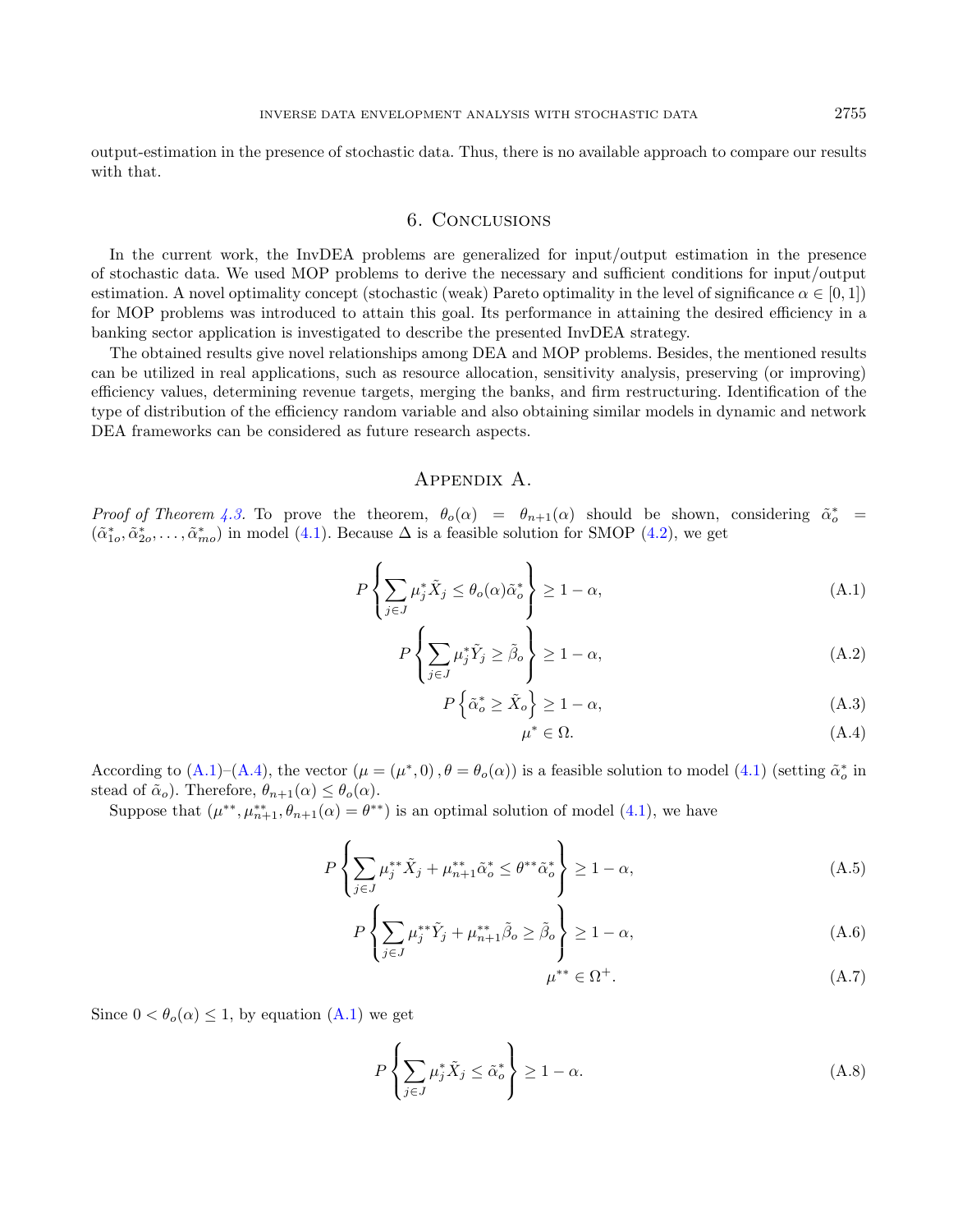output-estimation in the presence of stochastic data. Thus, there is no available approach to compare our results with that.

## 6. Conclusions

In the current work, the InvDEA problems are generalized for input/output estimation in the presence of stochastic data. We used MOP problems to derive the necessary and sufficient conditions for input/output estimation. A novel optimality concept (stochastic (weak) Pareto optimality in the level of significance $\alpha \in [0, 1]$) for MOP problems was introduced to attain this goal. Its performance in attaining the desired efficiency in a banking sector application is investigated to describe the presented InvDEA strategy.

The obtained results give novel relationships among DEA and MOP problems. Besides, the mentioned results can be utilized in real applications, such as resource allocation, sensitivity analysis, preserving (or improving) efficiency values, determining revenue targets, merging the banks, and firm restructuring. Identification of the type of distribution of the efficiency random variable and also obtaining similar models in dynamic and network DEA frameworks can be considered as future research aspects.

## Appendix A.

*Proof of Theorem 4.3.* To prove the theorem, $\theta_o(\alpha) = \theta_{n+1}(\alpha)$ should be shown, considering $\tilde{\alpha}_o^* = (\tilde{\alpha}_{1o}^*, \tilde{\alpha}_{2o}^*, \ldots, \tilde{\alpha}_{mo}^*)$ in model (4.1). Because $\Delta$ is a feasible solution for SMOP (4.2), we get

$$P\left\{\sum_{j\in J}\mu_j^*\tilde{X}_j \leq \theta_o(\alpha)\tilde{\alpha}_o^*\right\} \geq 1-\alpha, \tag{A.1}$$

$$P\left\{\sum_{j\in J}\mu_j^*\tilde{Y}_j \geq \tilde{\beta}_o\right\} \geq 1-\alpha, \tag{A.2}$$

$$P\left\{\tilde{\alpha}_o^* \geq \tilde{X}_o\right\} \geq 1-\alpha, \tag{A.3}$$

$$\mu^* \in \Omega. \tag{A.4}$$

According to (A.1)–(A.4), the vector $(\mu = (\mu^*, 0), \theta = \theta_o(\alpha))$ is a feasible solution to model (4.1) (setting $\tilde{\alpha}_o^*$ in stead of $\tilde{\alpha}_o$). Therefore, $\theta_{n+1}(\alpha) \leq \theta_o(\alpha)$.

Suppose that $(\mu^{**}, \mu_{n+1}^{**}, \theta_{n+1}(\alpha) = \theta^{**})$ is an optimal solution of model (4.1), we have

$$P\left\{\sum_{j\in J}\mu_j^{**}\tilde{X}_j + \mu_{n+1}^{**}\tilde{\alpha}_o^* \leq \theta^{**}\tilde{\alpha}_o^*\right\} \geq 1-\alpha, \tag{A.5}$$

$$P\left\{\sum_{j\in J}\mu_j^{**}\tilde{Y}_j + \mu_{n+1}^{**}\tilde{\beta}_o \geq \tilde{\beta}_o\right\} \geq 1-\alpha, \tag{A.6}$$

$$\mu^{**} \in \Omega^+. \tag{A.7}$$

Since $0 < \theta_o(\alpha) \leq 1$, by equation (A.1) we get

$$P\left\{\sum_{j\in J}\mu_j^*\tilde{X}_j \leq \tilde{\alpha}_o^*\right\} \geq 1-\alpha. \tag{A.8}$$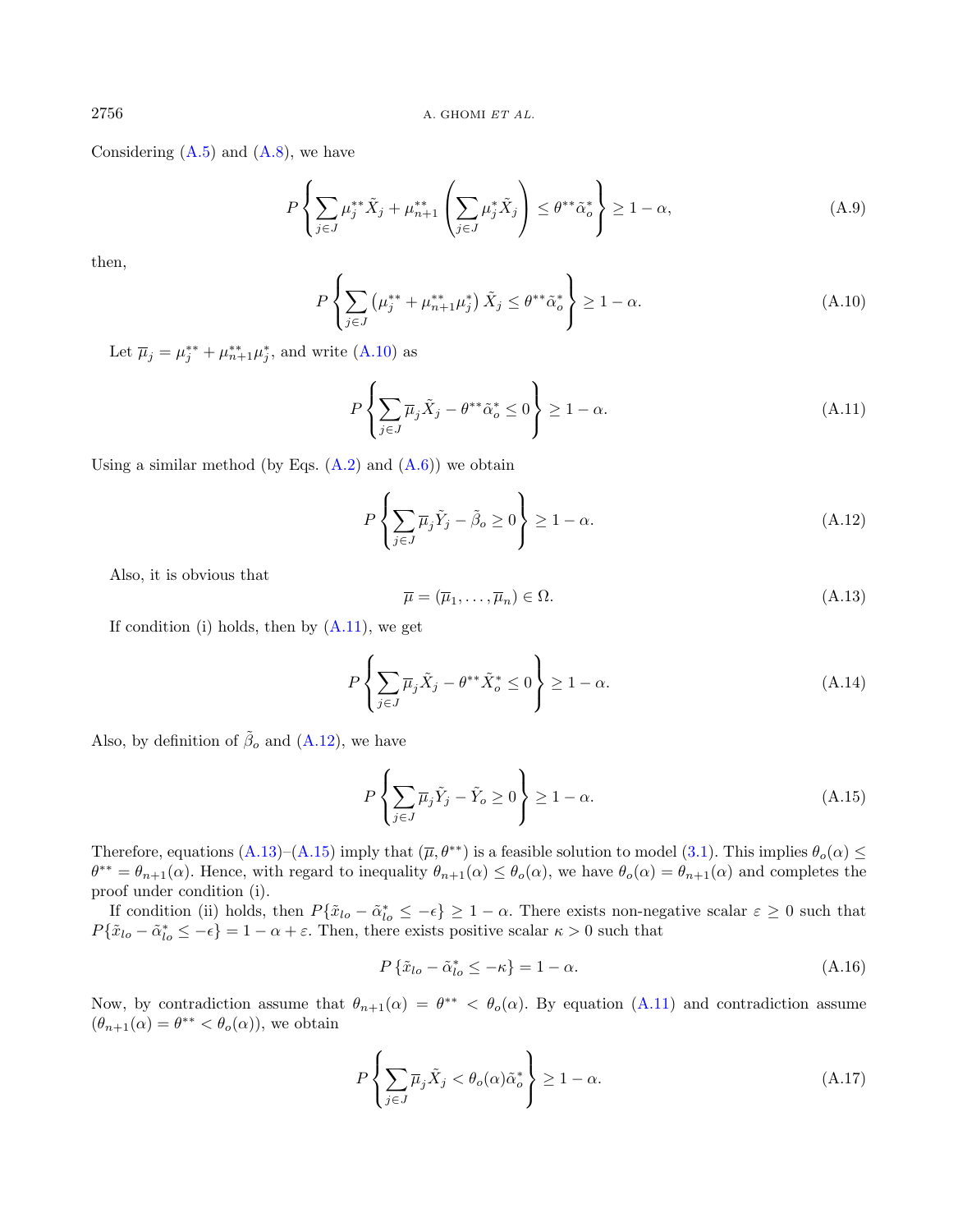Considering (A.5) and (A.8), we have

$$P\left\{\sum_{j\in J}\mu_j^{**}\tilde{X}_j+\mu_{n+1}^{**}\left(\sum_{j\in J}\mu_j^{*}\tilde{X}_j\right)\leq\theta^{**}\tilde{\alpha}_o^{*}\right\}\geq 1-\alpha, \tag{A.9}$$

then,

$$P\left\{\sum_{j\in J}\left(\mu_j^{**}+\mu_{n+1}^{**}\mu_j^{*}\right)\tilde{X}_j\leq\theta^{**}\tilde{\alpha}_o^{*}\right\}\geq 1-\alpha. \tag{A.10}$$

Let $\overline{\mu}_j=\mu_j^{**}+\mu_{n+1}^{**}\mu_j^{*}$, and write (A.10) as

$$P\left\{\sum_{j\in J}\overline{\mu}_j\tilde{X}_j-\theta^{**}\tilde{\alpha}_o^{*}\leq 0\right\}\geq 1-\alpha. \tag{A.11}$$

Using a similar method (by Eqs. (A.2) and (A.6)) we obtain

$$P\left\{\sum_{j\in J}\overline{\mu}_j\tilde{Y}_j-\tilde{\beta}_o\geq 0\right\}\geq 1-\alpha. \tag{A.12}$$

Also, it is obvious that

$$\overline{\mu}=(\overline{\mu}_1,\ldots,\overline{\mu}_n)\in\Omega. \tag{A.13}$$

If condition (i) holds, then by (A.11), we get

$$P\left\{\sum_{j\in J}\overline{\mu}_j\tilde{X}_j-\theta^{**}\tilde{X}_o^{*}\leq 0\right\}\geq 1-\alpha. \tag{A.14}$$

Also, by definition of $\tilde{\beta}_o$ and (A.12), we have

$$P\left\{\sum_{j\in J}\overline{\mu}_j\tilde{Y}_j-\tilde{Y}_o\geq 0\right\}\geq 1-\alpha. \tag{A.15}$$

Therefore, equations (A.13)–(A.15) imply that $(\overline{\mu},\theta^{**})$ is a feasible solution to model (3.1). This implies $\theta_o(\alpha)\leq\theta^{**}=\theta_{n+1}(\alpha)$. Hence, with regard to inequality $\theta_{n+1}(\alpha)\leq\theta_o(\alpha)$, we have $\theta_o(\alpha)=\theta_{n+1}(\alpha)$ and completes the proof under condition (i).

If condition (ii) holds, then $P\{\tilde{x}_{lo}-\tilde{\alpha}_{lo}^{*}\leq-\epsilon\}\geq 1-\alpha$. There exists non-negative scalar $\varepsilon\geq 0$ such that $P\{\tilde{x}_{lo}-\tilde{\alpha}_{lo}^{*}\leq-\epsilon\}=1-\alpha+\varepsilon$. Then, there exists positive scalar $\kappa>0$ such that

$$P\left\{\tilde{x}_{lo}-\tilde{\alpha}_{lo}^{*}\leq-\kappa\right\}=1-\alpha. \tag{A.16}$$

Now, by contradiction assume that $\theta_{n+1}(\alpha)=\theta^{**}<\theta_o(\alpha)$. By equation (A.11) and contradiction assume $(\theta_{n+1}(\alpha)=\theta^{**}<\theta_o(\alpha))$, we obtain

$$P\left\{\sum_{j\in J}\overline{\mu}_j\tilde{X}_j<\theta_o(\alpha)\tilde{\alpha}_o^{*}\right\}\geq 1-\alpha. \tag{A.17}$$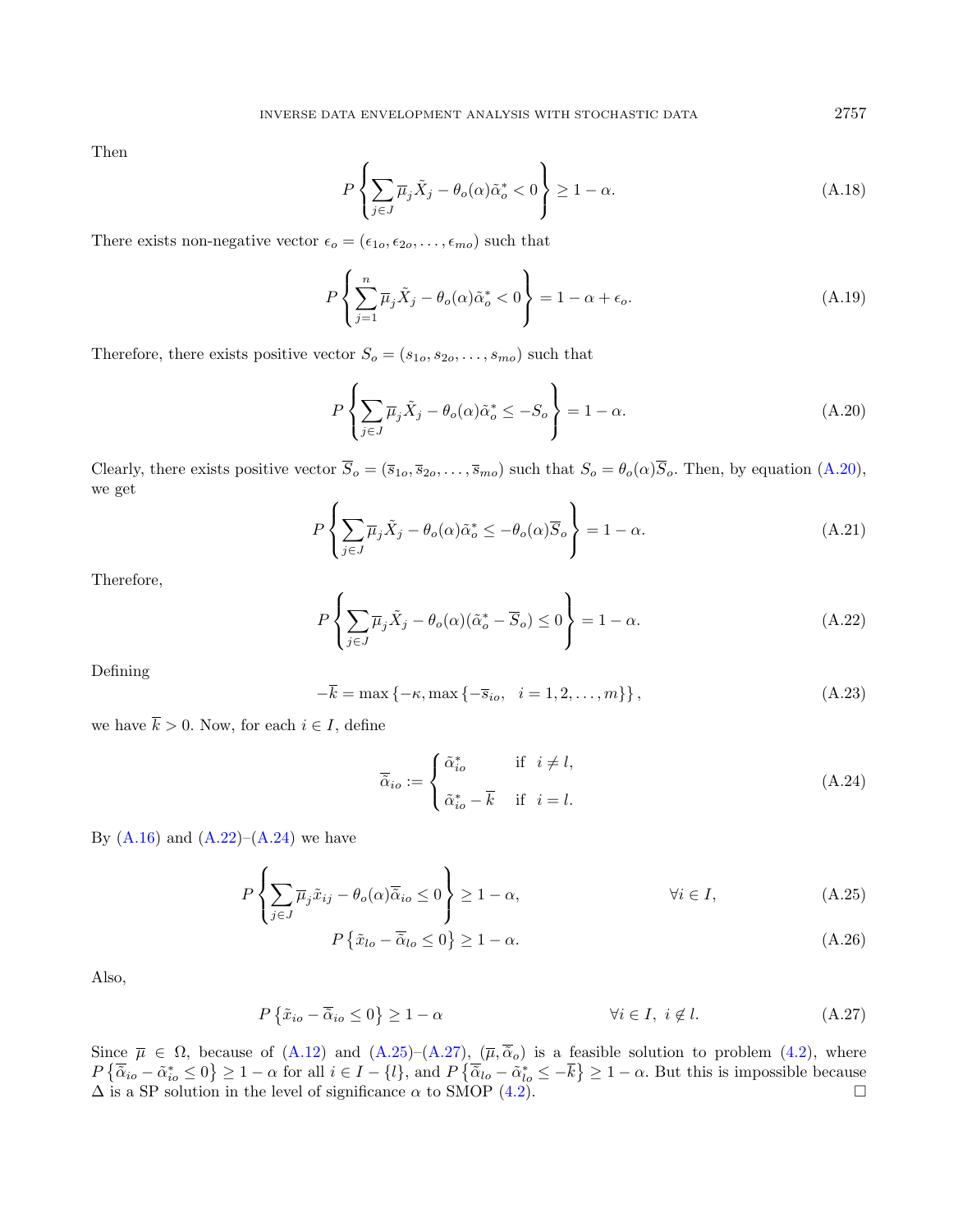Then

$$
P\left\{\sum_{j\in J}\overline{\mu}_j\tilde{X}_j-\theta_o(\alpha)\tilde{\alpha}^*_o<0\right\}\geq 1-\alpha. \tag{A.18}
$$

There exists non-negative vector $\epsilon_o=(\epsilon_{1o},\epsilon_{2o},\ldots,\epsilon_{mo})$ such that

$$
P\left\{\sum_{j=1}^{n}\overline{\mu}_j\tilde{X}_j-\theta_o(\alpha)\tilde{\alpha}^*_o<0\right\}= 1-\alpha+\epsilon_o. \tag{A.19}
$$

Therefore, there exists positive vector $S_o=(s_{1o},s_{2o},\ldots,s_{mo})$ such that

$$
P\left\{\sum_{j\in J}\overline{\mu}_j\tilde{X}_j-\theta_o(\alpha)\tilde{\alpha}^*_o\leq -S_o\right\}= 1-\alpha. \tag{A.20}
$$

Clearly, there exists positive vector $\overline{S}_o=(\overline{s}_{1o},\overline{s}_{2o},\ldots,\overline{s}_{mo})$ such that $S_o=\theta_o(\alpha)\overline{S}_o$. Then, by equation (A.20), we get

$$
P\left\{\sum_{j\in J}\overline{\mu}_j\tilde{X}_j-\theta_o(\alpha)\tilde{\alpha}^*_o\leq -\theta_o(\alpha)\overline{S}_o\right\}= 1-\alpha. \tag{A.21}
$$

Therefore,

$$
P\left\{\sum_{j\in J}\overline{\mu}_j\tilde{X}_j-\theta_o(\alpha)(\tilde{\alpha}^*_o-\overline{S}_o)\leq 0\right\}= 1-\alpha. \tag{A.22}
$$

Defining

$$
-\overline{k}=\max\left\{-\kappa,\max\left\{-\overline{s}_{io},\quad i=1,2,\ldots,m\right\}\right\}, \tag{A.23}
$$

we have $\overline{k}>0$. Now, for each $i\in I$, define

$$
\overline{\tilde{\alpha}}_{io}:=\begin{cases}\tilde{\alpha}^*_{io} & \text{if}\quad i\neq l,\\[2mm] \tilde{\alpha}^*_{io}-\overline{k} & \text{if}\quad i=l.\end{cases} \tag{A.24}
$$

By (A.16) and (A.22)–(A.24) we have

$$
P\left\{\sum_{j\in J}\overline{\mu}_j\tilde{x}_{ij}-\theta_o(\alpha)\overline{\tilde{\alpha}}_{io}\leq 0\right\}\geq 1-\alpha, \qquad\qquad \forall i\in I, \tag{A.25}
$$

$$
P\left\{\tilde{x}_{lo}-\overline{\tilde{\alpha}}_{lo}\leq 0\right\}\geq 1-\alpha. \tag{A.26}
$$

Also,

$$
P\left\{\tilde{x}_{io}-\overline{\tilde{\alpha}}_{io}\leq 0\right\}\geq 1-\alpha \qquad\qquad \forall i\in I,\ i\notin l. \tag{A.27}
$$

Since $\overline{\mu}\in\Omega$, because of (A.12) and (A.25)–(A.27), $(\overline{\mu},\overline{\tilde{\alpha}}_o)$ is a feasible solution to problem (4.2), where $P\left\{\overline{\tilde{\alpha}}_{io}-\tilde{\alpha}^*_{io}\leq 0\right\}\geq 1-\alpha$ for all $i\in I-\{l\}$, and $P\left\{\overline{\tilde{\alpha}}_{lo}-\tilde{\alpha}^*_{lo}\leq -\overline{k}\right\}\geq 1-\alpha$. But this is impossible because $\Delta$ is a SP solution in the level of significance $\alpha$ to SMOP (4.2). □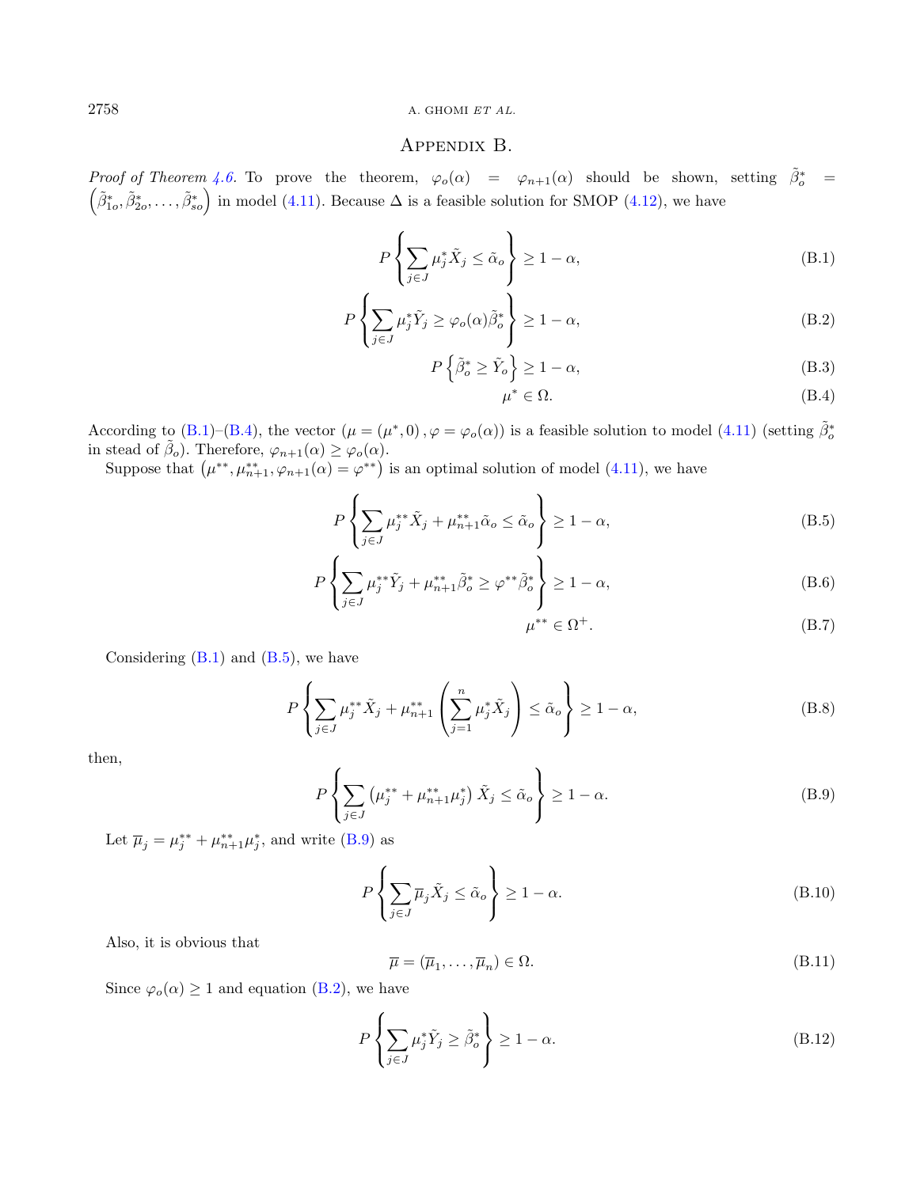## Appendix B.

*Proof of Theorem 4.6.* To prove the theorem, $\varphi_o(\alpha) = \varphi_{n+1}(\alpha)$ should be shown, setting $\tilde{\beta}_o^* = \left(\tilde{\beta}_{1o}^*, \tilde{\beta}_{2o}^*, \ldots, \tilde{\beta}_{so}^*\right)$ in model (4.11). Because $\Delta$ is a feasible solution for SMOP (4.12), we have

$$P\left\{\sum_{j\in J} \mu_j^* \tilde{X}_j \leq \tilde{\alpha}_o\right\} \geq 1-\alpha, \tag{B.1}$$

$$P\left\{\sum_{j\in J} \mu_j^* \tilde{Y}_j \geq \varphi_o(\alpha)\tilde{\beta}_o^*\right\} \geq 1-\alpha, \tag{B.2}$$

$$P\left\{\tilde{\beta}_o^* \geq \tilde{Y}_o\right\} \geq 1-\alpha, \tag{B.3}$$

$$\mu^* \in \Omega. \tag{B.4}$$

According to (B.1)–(B.4), the vector $(\mu = (\mu^*, 0), \varphi = \varphi_o(\alpha))$ is a feasible solution to model (4.11) (setting $\tilde{\beta}_o^*$ in stead of $\tilde{\beta}_o$). Therefore, $\varphi_{n+1}(\alpha) \geq \varphi_o(\alpha)$.

Suppose that $\left(\mu^{**}, \mu_{n+1}^{**}, \varphi_{n+1}(\alpha) = \varphi^{**}\right)$ is an optimal solution of model (4.11), we have

$$P\left\{\sum_{j\in J} \mu_j^{**} \tilde{X}_j + \mu_{n+1}^{**}\tilde{\alpha}_o \leq \tilde{\alpha}_o\right\} \geq 1-\alpha, \tag{B.5}$$

$$P\left\{\sum_{j\in J} \mu_j^{**} \tilde{Y}_j + \mu_{n+1}^{**}\tilde{\beta}_o^* \geq \varphi^{**}\tilde{\beta}_o^*\right\} \geq 1-\alpha, \tag{B.6}$$

$$\mu^{**} \in \Omega^+. \tag{B.7}$$

Considering (B.1) and (B.5), we have

$$P\left\{\sum_{j\in J} \mu_j^{**} \tilde{X}_j + \mu_{n+1}^{**}\left(\sum_{j=1}^{n} \mu_j^* \tilde{X}_j\right) \leq \tilde{\alpha}_o\right\} \geq 1-\alpha, \tag{B.8}$$

then,

$$P\left\{\sum_{j\in J} \left(\mu_j^{**} + \mu_{n+1}^{**}\mu_j^*\right) \tilde{X}_j \leq \tilde{\alpha}_o\right\} \geq 1-\alpha. \tag{B.9}$$

Let $\overline{\mu}_j = \mu_j^{**} + \mu_{n+1}^{**}\mu_j^*$, and write (B.9) as

$$P\left\{\sum_{j\in J} \overline{\mu}_j \tilde{X}_j \leq \tilde{\alpha}_o\right\} \geq 1-\alpha. \tag{B.10}$$

Also, it is obvious that

$$\overline{\mu} = (\overline{\mu}_1, \ldots, \overline{\mu}_n) \in \Omega. \tag{B.11}$$

Since $\varphi_o(\alpha) \geq 1$ and equation (B.2), we have

$$P\left\{\sum_{j\in J} \mu_j^* \tilde{Y}_j \geq \tilde{\beta}_o^*\right\} \geq 1-\alpha. \tag{B.12}$$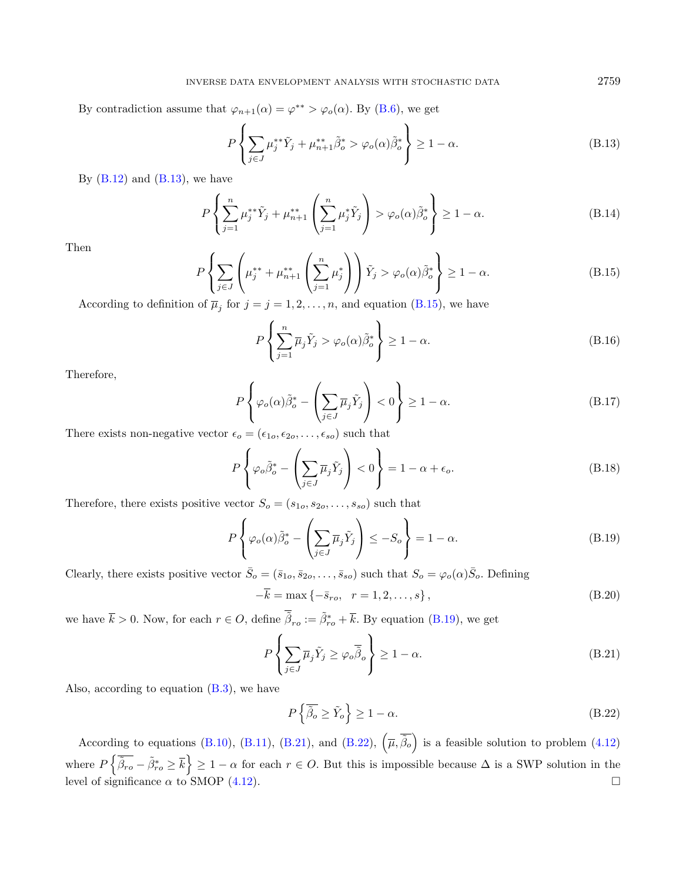By contradiction assume that $\varphi_{n+1}(\alpha) = \varphi^{**} > \varphi_o(\alpha)$. By (B.6), we get

$$P\left\{\sum_{j\in J} \mu_j^{**}\tilde{Y}_j + \mu_{n+1}^{**}\tilde{\beta}_o^* > \varphi_o(\alpha)\tilde{\beta}_o^*\right\} \geq 1-\alpha. \tag{B.13}$$

By (B.12) and (B.13), we have

$$P\left\{\sum_{j=1}^{n} \mu_j^{**}\tilde{Y}_j + \mu_{n+1}^{**}\left(\sum_{j=1}^{n}\mu_j^{*}\tilde{Y}_j\right) > \varphi_o(\alpha)\tilde{\beta}_o^*\right\} \geq 1-\alpha. \tag{B.14}$$

Then

$$P\left\{\sum_{j\in J}\left(\mu_j^{**} + \mu_{n+1}^{**}\left(\sum_{j=1}^{n}\mu_j^{*}\right)\right)\tilde{Y}_j > \varphi_o(\alpha)\tilde{\beta}_o^*\right\} \geq 1-\alpha. \tag{B.15}$$

According to definition of $\overline{\mu}_j$ for $j = j = 1, 2, \ldots, n$, and equation (B.15), we have

$$P\left\{\sum_{j=1}^{n}\overline{\mu}_j\tilde{Y}_j > \varphi_o(\alpha)\tilde{\beta}_o^*\right\} \geq 1-\alpha. \tag{B.16}$$

Therefore,

$$P\left\{\varphi_o(\alpha)\tilde{\beta}_o^* - \left(\sum_{j\in J}\overline{\mu}_j\tilde{Y}_j\right) < 0\right\} \geq 1-\alpha. \tag{B.17}$$

There exists non-negative vector $\epsilon_o = (\epsilon_{1o}, \epsilon_{2o}, \ldots, \epsilon_{so})$ such that

$$P\left\{\varphi_o\tilde{\beta}_o^* - \left(\sum_{j\in J}\overline{\mu}_j\tilde{Y}_j\right) < 0\right\} = 1-\alpha+\epsilon_o. \tag{B.18}$$

Therefore, there exists positive vector $S_o = (s_{1o}, s_{2o}, \ldots, s_{so})$ such that

$$P\left\{\varphi_o(\alpha)\tilde{\beta}_o^* - \left(\sum_{j\in J}\overline{\mu}_j\tilde{Y}_j\right) \leq -S_o\right\} = 1-\alpha. \tag{B.19}$$

Clearly, there exists positive vector $\bar{S}_o = (\bar{s}_{1o}, \bar{s}_{2o}, \ldots, \bar{s}_{so})$ such that $S_o = \varphi_o(\alpha)\bar{S}_o$. Defining

$$-\overline{k} = \max\left\{-\bar{s}_{ro}, \quad r = 1, 2, \ldots, s\right\}, \tag{B.20}$$

we have $\overline{k} > 0$. Now, for each $r \in O$, define $\overline{\tilde{\beta}}_{ro} := \tilde{\beta}_{ro}^* + \overline{k}$. By equation (B.19), we get

$$P\left\{\sum_{j\in J}\overline{\mu}_j\tilde{Y}_j \geq \varphi_o\overline{\tilde{\beta}}_o\right\} \geq 1-\alpha. \tag{B.21}$$

Also, according to equation (B.3), we have

$$P\left\{\overline{\tilde{\beta}_o} \geq \tilde{Y}_o\right\} \geq 1-\alpha. \tag{B.22}$$

According to equations (B.10), (B.11), (B.21), and (B.22), $\left(\overline{\mu}, \overline{\tilde{\beta}_o}\right)$ is a feasible solution to problem (4.12) where $P\left\{\overline{\tilde{\beta}_{ro}} - \tilde{\beta}_{ro}^* \geq \overline{k}\right\} \geq 1-\alpha$ for each $r \in O$. But this is impossible because $\Delta$ is a SWP solution in the level of significance $\alpha$ to SMOP (4.12). □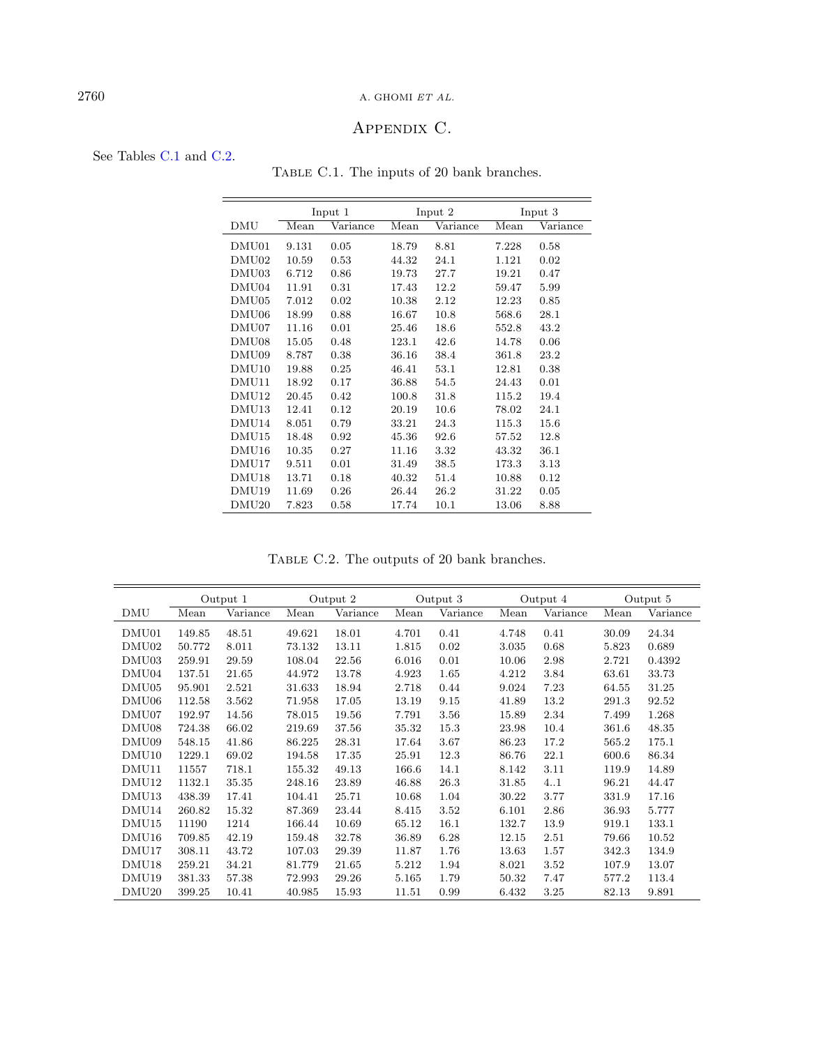# Appendix C.

See Tables C.1 and C.2.

Table C.1. The inputs of 20 bank branches.

| | Input 1 | | Input 2 | | Input 3 | |
|---|---|---|---|---|---|---|
| DMU | Mean | Variance | Mean | Variance | Mean | Variance |
| DMU01 | 9.131 | 0.05 | 18.79 | 8.81 | 7.228 | 0.58 |
| DMU02 | 10.59 | 0.53 | 44.32 | 24.1 | 1.121 | 0.02 |
| DMU03 | 6.712 | 0.86 | 19.73 | 27.7 | 19.21 | 0.47 |
| DMU04 | 11.91 | 0.31 | 17.43 | 12.2 | 59.47 | 5.99 |
| DMU05 | 7.012 | 0.02 | 10.38 | 2.12 | 12.23 | 0.85 |
| DMU06 | 18.99 | 0.88 | 16.67 | 10.8 | 568.6 | 28.1 |
| DMU07 | 11.16 | 0.01 | 25.46 | 18.6 | 552.8 | 43.2 |
| DMU08 | 15.05 | 0.48 | 123.1 | 42.6 | 14.78 | 0.06 |
| DMU09 | 8.787 | 0.38 | 36.16 | 38.4 | 361.8 | 23.2 |
| DMU10 | 19.88 | 0.25 | 46.41 | 53.1 | 12.81 | 0.38 |
| DMU11 | 18.92 | 0.17 | 36.88 | 54.5 | 24.43 | 0.01 |
| DMU12 | 20.45 | 0.42 | 100.8 | 31.8 | 115.2 | 19.4 |
| DMU13 | 12.41 | 0.12 | 20.19 | 10.6 | 78.02 | 24.1 |
| DMU14 | 8.051 | 0.79 | 33.21 | 24.3 | 115.3 | 15.6 |
| DMU15 | 18.48 | 0.92 | 45.36 | 92.6 | 57.52 | 12.8 |
| DMU16 | 10.35 | 0.27 | 11.16 | 3.32 | 43.32 | 36.1 |
| DMU17 | 9.511 | 0.01 | 31.49 | 38.5 | 173.3 | 3.13 |
| DMU18 | 13.71 | 0.18 | 40.32 | 51.4 | 10.88 | 0.12 |
| DMU19 | 11.69 | 0.26 | 26.44 | 26.2 | 31.22 | 0.05 |
| DMU20 | 7.823 | 0.58 | 17.74 | 10.1 | 13.06 | 8.88 |

Table C.2. The outputs of 20 bank branches.

| | Output 1 | | Output 2 | | Output 3 | | Output 4 | | Output 5 | |
|---|---|---|---|---|---|---|---|---|---|---|
| DMU | Mean | Variance | Mean | Variance | Mean | Variance | Mean | Variance | Mean | Variance |
| DMU01 | 149.85 | 48.51 | 49.621 | 18.01 | 4.701 | 0.41 | 4.748 | 0.41 | 30.09 | 24.34 |
| DMU02 | 50.772 | 8.011 | 73.132 | 13.11 | 1.815 | 0.02 | 3.035 | 0.68 | 5.823 | 0.689 |
| DMU03 | 259.91 | 29.59 | 108.04 | 22.56 | 6.016 | 0.01 | 10.06 | 2.98 | 2.721 | 0.4392 |
| DMU04 | 137.51 | 21.65 | 44.972 | 13.78 | 4.923 | 1.65 | 4.212 | 3.84 | 63.61 | 33.73 |
| DMU05 | 95.901 | 2.521 | 31.633 | 18.94 | 2.718 | 0.44 | 9.024 | 7.23 | 64.55 | 31.25 |
| DMU06 | 112.58 | 3.562 | 71.958 | 17.05 | 13.19 | 9.15 | 41.89 | 13.2 | 291.3 | 92.52 |
| DMU07 | 192.97 | 14.56 | 78.015 | 19.56 | 7.791 | 3.56 | 15.89 | 2.34 | 7.499 | 1.268 |
| DMU08 | 724.38 | 66.02 | 219.69 | 37.56 | 35.32 | 15.3 | 23.98 | 10.4 | 361.6 | 48.35 |
| DMU09 | 548.15 | 41.86 | 86.225 | 28.31 | 17.64 | 3.67 | 86.23 | 17.2 | 565.2 | 175.1 |
| DMU10 | 1229.1 | 69.02 | 194.58 | 17.35 | 25.91 | 12.3 | 86.76 | 22.1 | 600.6 | 86.34 |
| DMU11 | 11557 | 718.1 | 155.32 | 49.13 | 166.6 | 14.1 | 8.142 | 3.11 | 119.9 | 14.89 |
| DMU12 | 1132.1 | 35.35 | 248.16 | 23.89 | 46.88 | 26.3 | 31.85 | 4..1 | 96.21 | 44.47 |
| DMU13 | 438.39 | 17.41 | 104.41 | 25.71 | 10.68 | 1.04 | 30.22 | 3.77 | 331.9 | 17.16 |
| DMU14 | 260.82 | 15.32 | 87.369 | 23.44 | 8.415 | 3.52 | 6.101 | 2.86 | 36.93 | 5.777 |
| DMU15 | 11190 | 1214 | 166.44 | 10.69 | 65.12 | 16.1 | 132.7 | 13.9 | 919.1 | 133.1 |
| DMU16 | 709.85 | 42.19 | 159.48 | 32.78 | 36.89 | 6.28 | 12.15 | 2.51 | 79.66 | 10.52 |
| DMU17 | 308.11 | 43.72 | 107.03 | 29.39 | 11.87 | 1.76 | 13.63 | 1.57 | 342.3 | 134.9 |
| DMU18 | 259.21 | 34.21 | 81.779 | 21.65 | 5.212 | 1.94 | 8.021 | 3.52 | 107.9 | 13.07 |
| DMU19 | 381.33 | 57.38 | 72.993 | 29.26 | 5.165 | 1.79 | 50.32 | 7.47 | 577.2 | 113.4 |
| DMU20 | 399.25 | 10.41 | 40.985 | 15.93 | 11.51 | 0.99 | 6.432 | 3.25 | 82.13 | 9.891 |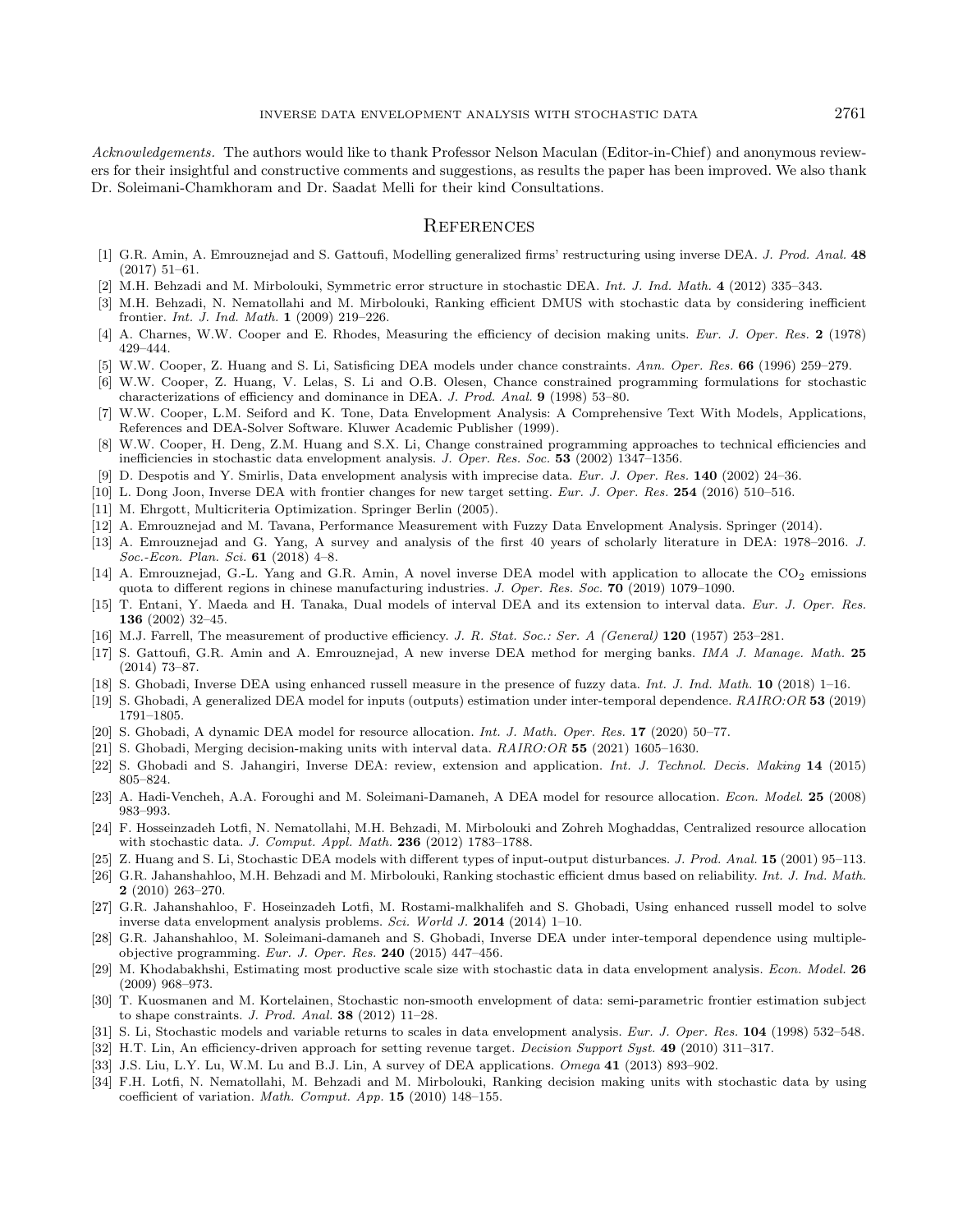*Acknowledgements.* The authors would like to thank Professor Nelson Maculan (Editor-in-Chief) and anonymous reviewers for their insightful and constructive comments and suggestions, as results the paper has been improved. We also thank Dr. Soleimani-Chamkhoram and Dr. Saadat Melli for their kind Consultations.

## References

[1] G.R. Amin, A. Emrouznejad and S. Gattoufi, Modelling generalized firms' restructuring using inverse DEA. *J. Prod. Anal.* **48** (2017) 51–61.

[2] M.H. Behzadi and M. Mirbolouki, Symmetric error structure in stochastic DEA. *Int. J. Ind. Math.* **4** (2012) 335–343.

[3] M.H. Behzadi, N. Nematollahi and M. Mirbolouki, Ranking efficient DMUS with stochastic data by considering inefficient frontier. *Int. J. Ind. Math.* **1** (2009) 219–226.

[4] A. Charnes, W.W. Cooper and E. Rhodes, Measuring the efficiency of decision making units. *Eur. J. Oper. Res.* **2** (1978) 429–444.

[5] W.W. Cooper, Z. Huang and S. Li, Satisficing DEA models under chance constraints. *Ann. Oper. Res.* **66** (1996) 259–279.

[6] W.W. Cooper, Z. Huang, V. Lelas, S. Li and O.B. Olesen, Chance constrained programming formulations for stochastic characterizations of efficiency and dominance in DEA. *J. Prod. Anal.* **9** (1998) 53–80.

[7] W.W. Cooper, L.M. Seiford and K. Tone, Data Envelopment Analysis: A Comprehensive Text With Models, Applications, References and DEA-Solver Software. Kluwer Academic Publisher (1999).

[8] W.W. Cooper, H. Deng, Z.M. Huang and S.X. Li, Change constrained programming approaches to technical efficiencies and inefficiencies in stochastic data envelopment analysis. *J. Oper. Res. Soc.* **53** (2002) 1347–1356.

[9] D. Despotis and Y. Smirlis, Data envelopment analysis with imprecise data. *Eur. J. Oper. Res.* **140** (2002) 24–36.

[10] L. Dong Joon, Inverse DEA with frontier changes for new target setting. *Eur. J. Oper. Res.* **254** (2016) 510–516.

[11] M. Ehrgott, Multicriteria Optimization. Springer Berlin (2005).

[12] A. Emrouznejad and M. Tavana, Performance Measurement with Fuzzy Data Envelopment Analysis. Springer (2014).

[13] A. Emrouznejad and G. Yang, A survey and analysis of the first 40 years of scholarly literature in DEA: 1978–2016. *J. Soc.-Econ. Plan. Sci.* **61** (2018) 4–8.

[14] A. Emrouznejad, G.-L. Yang and G.R. Amin, A novel inverse DEA model with application to allocate the $CO_2$ emissions quota to different regions in chinese manufacturing industries. *J. Oper. Res. Soc.* **70** (2019) 1079–1090.

[15] T. Entani, Y. Maeda and H. Tanaka, Dual models of interval DEA and its extension to interval data. *Eur. J. Oper. Res.* **136** (2002) 32–45.

[16] M.J. Farrell, The measurement of productive efficiency. *J. R. Stat. Soc.: Ser. A (General)* **120** (1957) 253–281.

[17] S. Gattoufi, G.R. Amin and A. Emrouznejad, A new inverse DEA method for merging banks. *IMA J. Manage. Math.* **25** (2014) 73–87.

[18] S. Ghobadi, Inverse DEA using enhanced russell measure in the presence of fuzzy data. *Int. J. Ind. Math.* **10** (2018) 1–16.

[19] S. Ghobadi, A generalized DEA model for inputs (outputs) estimation under inter-temporal dependence. *RAIRO:OR* **53** (2019) 1791–1805.

[20] S. Ghobadi, A dynamic DEA model for resource allocation. *Int. J. Math. Oper. Res.* **17** (2020) 50–77.

[21] S. Ghobadi, Merging decision-making units with interval data. *RAIRO:OR* **55** (2021) 1605–1630.

[22] S. Ghobadi and S. Jahangiri, Inverse DEA: review, extension and application. *Int. J. Technol. Decis. Making* **14** (2015) 805–824.

[23] A. Hadi-Vencheh, A.A. Foroughi and M. Soleimani-Damaneh, A DEA model for resource allocation. *Econ. Model.* **25** (2008) 983–993.

[24] F. Hosseinzadeh Lotfi, N. Nematollahi, M.H. Behzadi, M. Mirbolouki and Zohreh Moghaddas, Centralized resource allocation with stochastic data. *J. Comput. Appl. Math.* **236** (2012) 1783–1788.

[25] Z. Huang and S. Li, Stochastic DEA models with different types of input-output disturbances. *J. Prod. Anal.* **15** (2001) 95–113.

[26] G.R. Jahanshahloo, M.H. Behzadi and M. Mirbolouki, Ranking stochastic efficient dmus based on reliability. *Int. J. Ind. Math.* **2** (2010) 263–270.

[27] G.R. Jahanshahloo, F. Hoseinzadeh Lotfi, M. Rostami-malkhalifeh and S. Ghobadi, Using enhanced russell model to solve inverse data envelopment analysis problems. *Sci. World J.* **2014** (2014) 1–10.

[28] G.R. Jahanshahloo, M. Soleimani-damaneh and S. Ghobadi, Inverse DEA under inter-temporal dependence using multiple-objective programming. *Eur. J. Oper. Res.* **240** (2015) 447–456.

[29] M. Khodabakhshi, Estimating most productive scale size with stochastic data in data envelopment analysis. *Econ. Model.* **26** (2009) 968–973.

[30] T. Kuosmanen and M. Kortelainen, Stochastic non-smooth envelopment of data: semi-parametric frontier estimation subject to shape constraints. *J. Prod. Anal.* **38** (2012) 11–28.

[31] S. Li, Stochastic models and variable returns to scales in data envelopment analysis. *Eur. J. Oper. Res.* **104** (1998) 532–548.

[32] H.T. Lin, An efficiency-driven approach for setting revenue target. *Decision Support Syst.* **49** (2010) 311–317.

[33] J.S. Liu, L.Y. Lu, W.M. Lu and B.J. Lin, A survey of DEA applications. *Omega* **41** (2013) 893–902.

[34] F.H. Lotfi, N. Nematollahi, M. Behzadi and M. Mirbolouki, Ranking decision making units with stochastic data by using coefficient of variation. *Math. Comput. App.* **15** (2010) 148–155.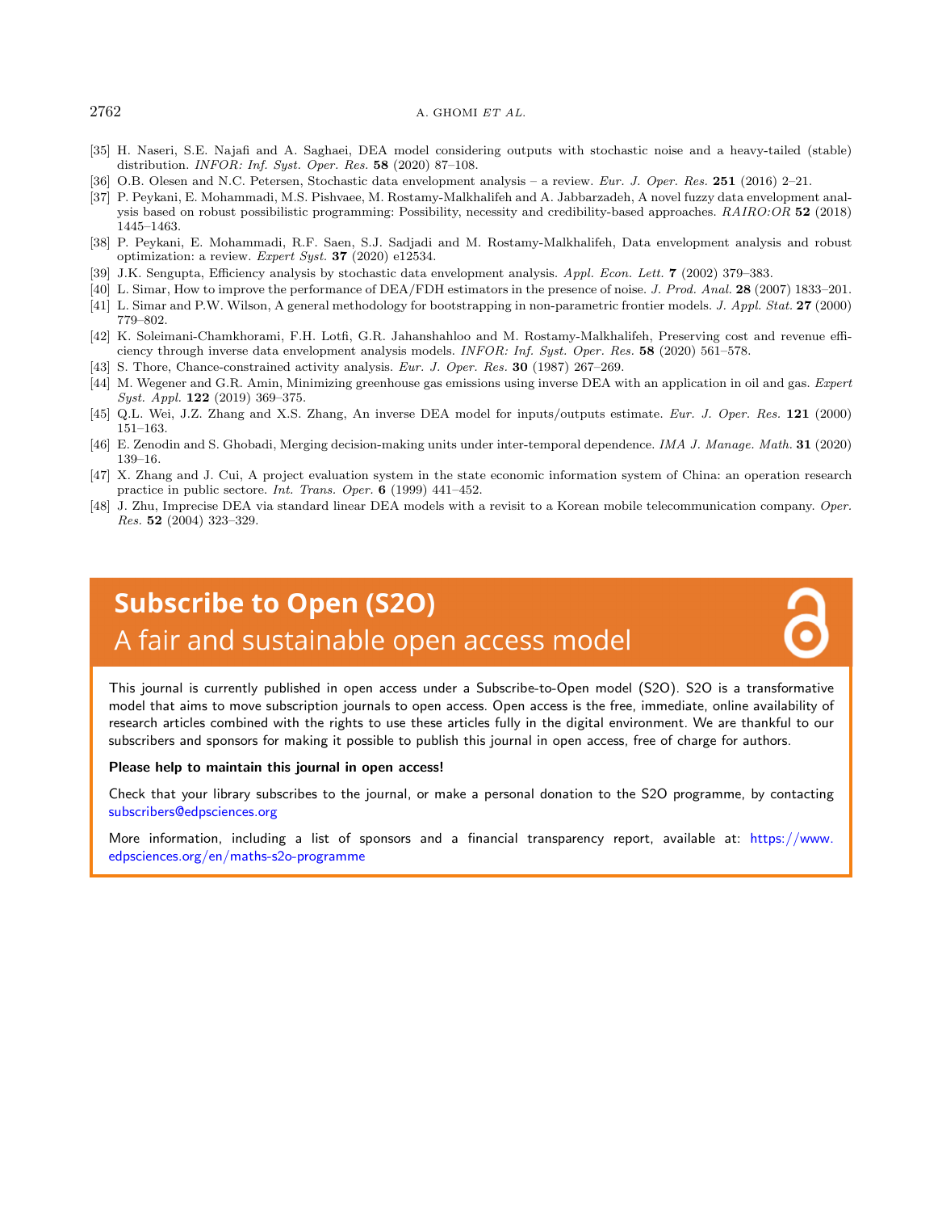[35] H. Naseri, S.E. Najafi and A. Saghaei, DEA model considering outputs with stochastic noise and a heavy-tailed (stable) distribution. *INFOR: Inf. Syst. Oper. Res.* **58** (2020) 87–108.

[36] O.B. Olesen and N.C. Petersen, Stochastic data envelopment analysis – a review. *Eur. J. Oper. Res.* **251** (2016) 2–21.

[37] P. Peykani, E. Mohammadi, M.S. Pishvaee, M. Rostamy-Malkhalifeh and A. Jabbarzadeh, A novel fuzzy data envelopment analysis based on robust possibilistic programming: Possibility, necessity and credibility-based approaches. *RAIRO:OR* **52** (2018) 1445–1463.

[38] P. Peykani, E. Mohammadi, R.F. Saen, S.J. Sadjadi and M. Rostamy-Malkhalifeh, Data envelopment analysis and robust optimization: a review. *Expert Syst.* **37** (2020) e12534.

[39] J.K. Sengupta, Efficiency analysis by stochastic data envelopment analysis. *Appl. Econ. Lett.* **7** (2002) 379–383.

[40] L. Simar, How to improve the performance of DEA/FDH estimators in the presence of noise. *J. Prod. Anal.* **28** (2007) 1833–201.

[41] L. Simar and P.W. Wilson, A general methodology for bootstrapping in non-parametric frontier models. *J. Appl. Stat.* **27** (2000) 779–802.

[42] K. Soleimani-Chamkhorami, F.H. Lotfi, G.R. Jahanshahloo and M. Rostamy-Malkhalifeh, Preserving cost and revenue efficiency through inverse data envelopment analysis models. *INFOR: Inf. Syst. Oper. Res.* **58** (2020) 561–578.

[43] S. Thore, Chance-constrained activity analysis. *Eur. J. Oper. Res.* **30** (1987) 267–269.

[44] M. Wegener and G.R. Amin, Minimizing greenhouse gas emissions using inverse DEA with an application in oil and gas. *Expert Syst. Appl.* **122** (2019) 369–375.

[45] Q.L. Wei, J.Z. Zhang and X.S. Zhang, An inverse DEA model for inputs/outputs estimate. *Eur. J. Oper. Res.* **121** (2000) 151–163.

[46] E. Zenodin and S. Ghobadi, Merging decision-making units under inter-temporal dependence. *IMA J. Manage. Math.* **31** (2020) 139–16.

[47] X. Zhang and J. Cui, A project evaluation system in the state economic information system of China: an operation research practice in public sectore. *Int. Trans. Oper.* **6** (1999) 441–452.

[48] J. Zhu, Imprecise DEA via standard linear DEA models with a revisit to a Korean mobile telecommunication company. *Oper. Res.* **52** (2004) 323–329.

## Subscribe to Open (S2O)

### A fair and sustainable open access model

This journal is currently published in open access under a Subscribe-to-Open model (S2O). S2O is a transformative model that aims to move subscription journals to open access. Open access is the free, immediate, online availability of research articles combined with the rights to use these articles fully in the digital environment. We are thankful to our subscribers and sponsors for making it possible to publish this journal in open access, free of charge for authors.

**Please help to maintain this journal in open access!**

Check that your library subscribes to the journal, or make a personal donation to the S2O programme, by contacting subscribers@edpsciences.org

More information, including a list of sponsors and a financial transparency report, available at: https://www.edpsciences.org/en/maths-s2o-programme